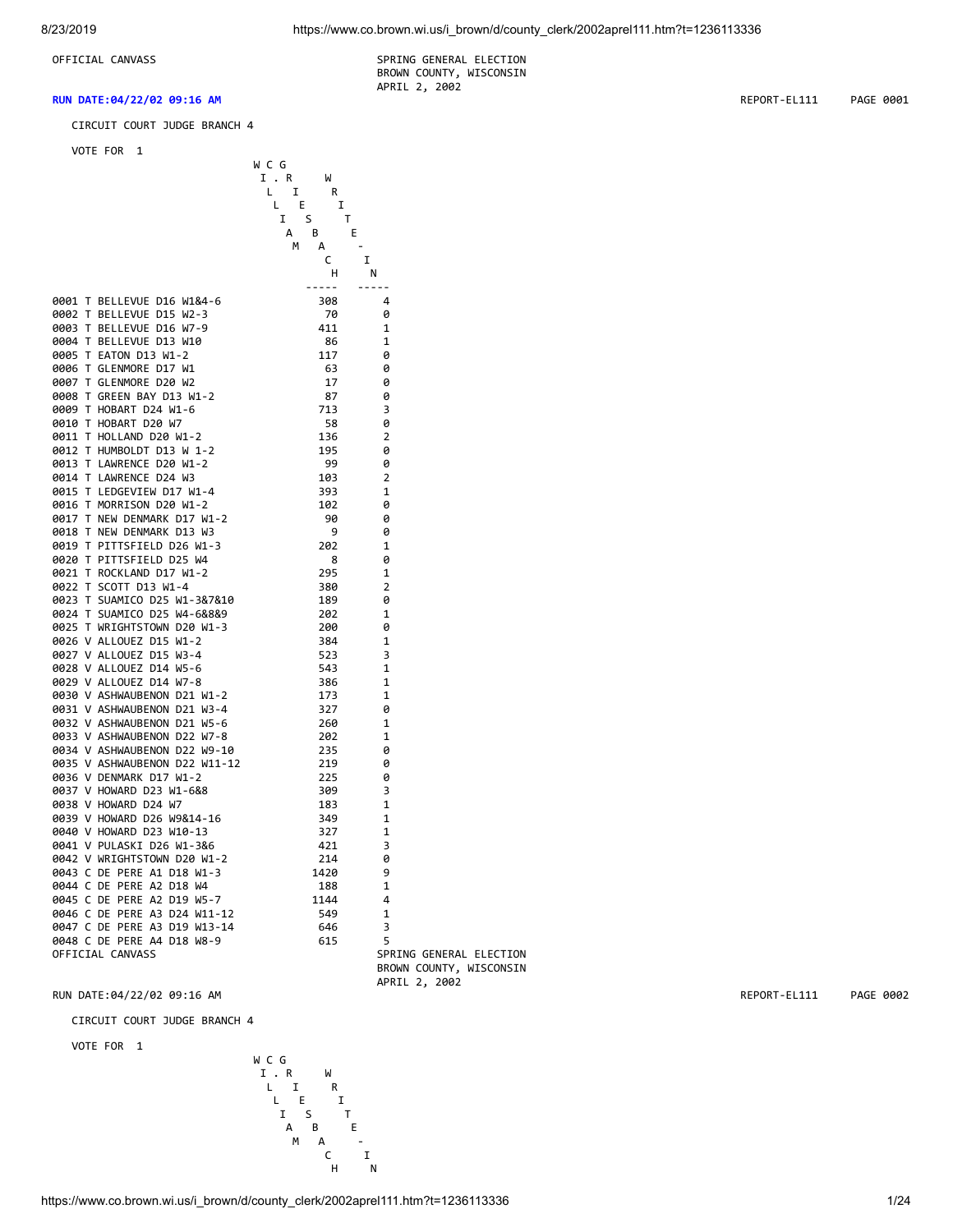OFFICIAL CANVASS

SPRING GENERAL ELECTION
BROWN COUNTY, WISCONSIN
APRIL 2, 2002

**RUN DATE:04/22/02 09:16 AM** REPORT-EL111 PAGE 0001

CIRCUIT COURT JUDGE BRANCH 4

VOTE FOR 1

| | WILLIAM C. GRIESBACH | WRITE-IN |
|---|---|---|
| 0001 T BELLEVUE D16 W1&4-6 | 308 | 4 |
| 0002 T BELLEVUE D15 W2-3 | 70 | 0 |
| 0003 T BELLEVUE D16 W7-9 | 411 | 1 |
| 0004 T BELLEVUE D13 W10 | 86 | 1 |
| 0005 T EATON D13 W1-2 | 117 | 0 |
| 0006 T GLENMORE D17 W1 | 63 | 0 |
| 0007 T GLENMORE D20 W2 | 17 | 0 |
| 0008 T GREEN BAY D13 W1-2 | 87 | 0 |
| 0009 T HOBART D24 W1-6 | 713 | 3 |
| 0010 T HOBART D20 W7 | 58 | 0 |
| 0011 T HOLLAND D20 W1-2 | 136 | 2 |
| 0012 T HUMBOLDT D13 W 1-2 | 195 | 0 |
| 0013 T LAWRENCE D20 W1-2 | 99 | 0 |
| 0014 T LAWRENCE D24 W3 | 103 | 2 |
| 0015 T LEDGEVIEW D17 W1-4 | 393 | 1 |
| 0016 T MORRISON D20 W1-2 | 102 | 0 |
| 0017 T NEW DENMARK D17 W1-2 | 90 | 0 |
| 0018 T NEW DENMARK D13 W3 | 9 | 0 |
| 0019 T PITTSFIELD D26 W1-3 | 202 | 1 |
| 0020 T PITTSFIELD D25 W4 | 8 | 0 |
| 0021 T ROCKLAND D17 W1-2 | 295 | 1 |
| 0022 T SCOTT D13 W1-4 | 380 | 2 |
| 0023 T SUAMICO D25 W1-3&7&10 | 189 | 0 |
| 0024 T SUAMICO D25 W4-6&8&9 | 202 | 1 |
| 0025 T WRIGHTSTOWN D20 W1-3 | 200 | 0 |
| 0026 V ALLOUEZ D15 W1-2 | 384 | 1 |
| 0027 V ALLOUEZ D15 W3-4 | 523 | 3 |
| 0028 V ALLOUEZ D14 W5-6 | 543 | 1 |
| 0029 V ALLOUEZ D14 W7-8 | 386 | 1 |
| 0030 V ASHWAUBENON D21 W1-2 | 173 | 1 |
| 0031 V ASHWAUBENON D21 W3-4 | 327 | 0 |
| 0032 V ASHWAUBENON D21 W5-6 | 260 | 1 |
| 0033 V ASHWAUBENON D22 W7-8 | 202 | 1 |
| 0034 V ASHWAUBENON D22 W9-10 | 235 | 0 |
| 0035 V ASHWAUBENON D22 W11-12 | 219 | 0 |
| 0036 V DENMARK D17 W1-2 | 225 | 0 |
| 0037 V HOWARD D23 W1-6&8 | 309 | 3 |
| 0038 V HOWARD D24 W7 | 183 | 1 |
| 0039 V HOWARD D26 W9&14-16 | 349 | 1 |
| 0040 V HOWARD D23 W10-13 | 327 | 1 |
| 0041 V PULASKI D26 W1-3&6 | 421 | 3 |
| 0042 V WRIGHTSTOWN D20 W1-2 | 214 | 0 |
| 0043 C DE PERE A1 D18 W1-3 | 1420 | 9 |
| 0044 C DE PERE A2 D18 W4 | 188 | 1 |
| 0045 C DE PERE A2 D19 W5-7 | 1144 | 4 |
| 0046 C DE PERE A3 D24 W11-12 | 549 | 1 |
| 0047 C DE PERE A3 D19 W13-14 | 646 | 3 |
| 0048 C DE PERE A4 D18 W8-9 | 615 | 5 |

OFFICIAL CANVASS

SPRING GENERAL ELECTION
BROWN COUNTY, WISCONSIN
APRIL 2, 2002

RUN DATE:04/22/02 09:16 AM REPORT-EL111 PAGE 0002

CIRCUIT COURT JUDGE BRANCH 4

VOTE FOR 1

| | WILLIAM C. GRIESBACH | WRITE-IN |
|---|---|---|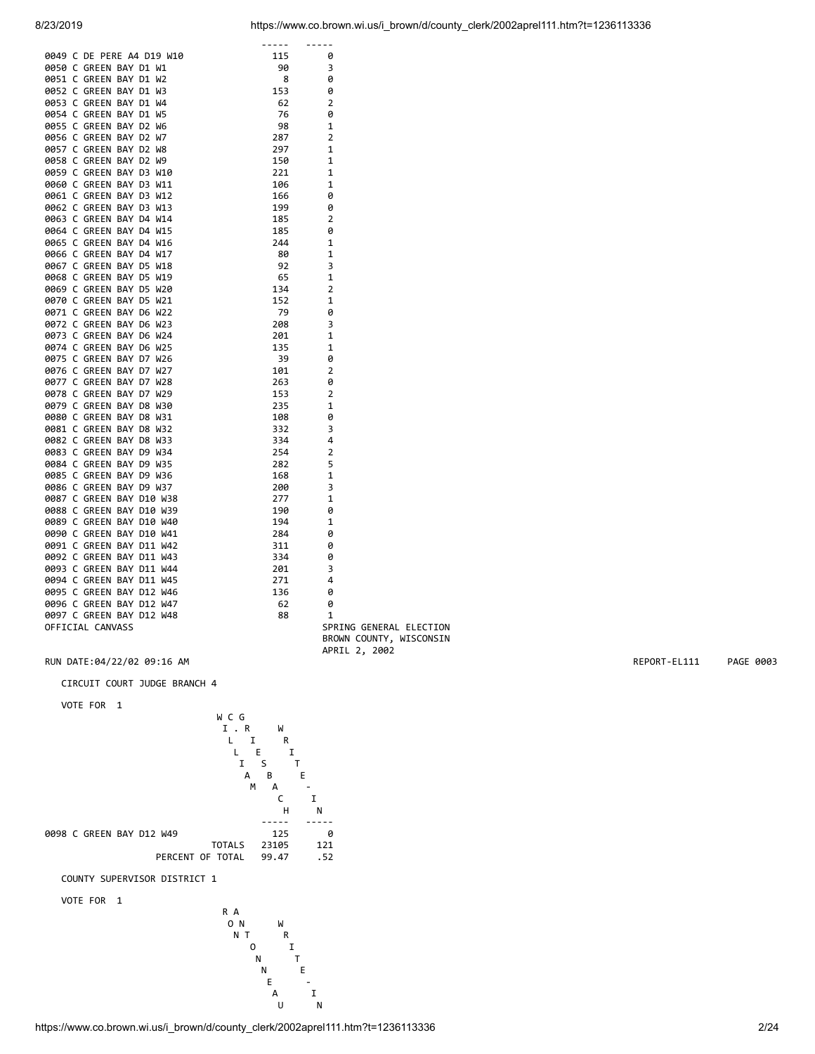| Ward | WILLIAM C. GRIESBACH | WRITE-IN |
|---|---|---|
| 0049 C DE PERE A4 D19 W10 | 115 | 0 |
| 0050 C GREEN BAY D1 W1 | 90 | 3 |
| 0051 C GREEN BAY D1 W2 | 8 | 0 |
| 0052 C GREEN BAY D1 W3 | 153 | 0 |
| 0053 C GREEN BAY D1 W4 | 62 | 2 |
| 0054 C GREEN BAY D1 W5 | 76 | 0 |
| 0055 C GREEN BAY D2 W6 | 98 | 1 |
| 0056 C GREEN BAY D2 W7 | 287 | 2 |
| 0057 C GREEN BAY D2 W8 | 297 | 1 |
| 0058 C GREEN BAY D2 W9 | 150 | 1 |
| 0059 C GREEN BAY D3 W10 | 221 | 1 |
| 0060 C GREEN BAY D3 W11 | 106 | 1 |
| 0061 C GREEN BAY D3 W12 | 166 | 0 |
| 0062 C GREEN BAY D3 W13 | 199 | 0 |
| 0063 C GREEN BAY D4 W14 | 185 | 2 |
| 0064 C GREEN BAY D4 W15 | 185 | 0 |
| 0065 C GREEN BAY D4 W16 | 244 | 1 |
| 0066 C GREEN BAY D4 W17 | 80 | 1 |
| 0067 C GREEN BAY D5 W18 | 92 | 3 |
| 0068 C GREEN BAY D5 W19 | 65 | 1 |
| 0069 C GREEN BAY D5 W20 | 134 | 2 |
| 0070 C GREEN BAY D5 W21 | 152 | 1 |
| 0071 C GREEN BAY D6 W22 | 79 | 0 |
| 0072 C GREEN BAY D6 W23 | 208 | 3 |
| 0073 C GREEN BAY D6 W24 | 201 | 1 |
| 0074 C GREEN BAY D6 W25 | 135 | 1 |
| 0075 C GREEN BAY D7 W26 | 39 | 0 |
| 0076 C GREEN BAY D7 W27 | 101 | 2 |
| 0077 C GREEN BAY D7 W28 | 263 | 0 |
| 0078 C GREEN BAY D7 W29 | 153 | 2 |
| 0079 C GREEN BAY D8 W30 | 235 | 1 |
| 0080 C GREEN BAY D8 W31 | 108 | 0 |
| 0081 C GREEN BAY D8 W32 | 332 | 3 |
| 0082 C GREEN BAY D8 W33 | 334 | 4 |
| 0083 C GREEN BAY D9 W34 | 254 | 2 |
| 0084 C GREEN BAY D9 W35 | 282 | 5 |
| 0085 C GREEN BAY D9 W36 | 168 | 1 |
| 0086 C GREEN BAY D9 W37 | 200 | 3 |
| 0087 C GREEN BAY D10 W38 | 277 | 1 |
| 0088 C GREEN BAY D10 W39 | 190 | 0 |
| 0089 C GREEN BAY D10 W40 | 194 | 1 |
| 0090 C GREEN BAY D10 W41 | 284 | 0 |
| 0091 C GREEN BAY D11 W42 | 311 | 0 |
| 0092 C GREEN BAY D11 W43 | 334 | 0 |
| 0093 C GREEN BAY D11 W44 | 201 | 3 |
| 0094 C GREEN BAY D11 W45 | 271 | 4 |
| 0095 C GREEN BAY D12 W46 | 136 | 0 |
| 0096 C GREEN BAY D12 W47 | 62 | 0 |
| 0097 C GREEN BAY D12 W48 | 88 | 1 |

OFFICIAL CANVASS

SPRING GENERAL ELECTION
BROWN COUNTY, WISCONSIN
APRIL 2, 2002

RUN DATE:04/22/02 09:16 AM — REPORT-EL111 PAGE 0003

## CIRCUIT COURT JUDGE BRANCH 4

VOTE FOR 1

| Ward | WILLIAM C. GRIESBACH | WRITE-IN |
|---|---|---|
| 0098 C GREEN BAY D12 W49 | 125 | 0 |
| TOTALS | 23105 | 121 |
| PERCENT OF TOTAL | 99.47 | .52 |

## COUNTY SUPERVISOR DISTRICT 1

VOTE FOR 1

| RON ANTONNEAU | WRITE-IN |
|---|---|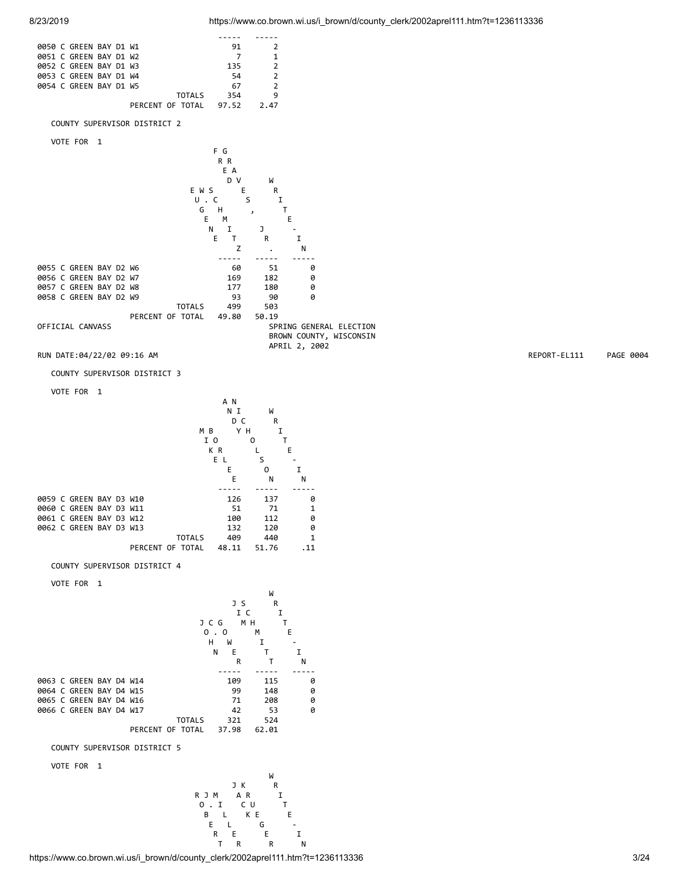| Precinct | | |
|---|---|---|
| 0050 C GREEN BAY D1 W1 | 91 | 2 |
| 0051 C GREEN BAY D1 W2 | 7 | 1 |
| 0052 C GREEN BAY D1 W3 | 135 | 2 |
| 0053 C GREEN BAY D1 W4 | 54 | 2 |
| 0054 C GREEN BAY D1 W5 | 67 | 2 |
| TOTALS | 354 | 9 |
| PERCENT OF TOTAL | 97.52 | 2.47 |

## COUNTY SUPERVISOR DISTRICT 2

VOTE FOR 1

| Precinct | EUGENE W. SCHMITZ | FRED GRAVES, JR. | WRITE-IN |
|---|---|---|---|
| 0055 C GREEN BAY D2 W6 | 60 | 51 | 0 |
| 0056 C GREEN BAY D2 W7 | 169 | 182 | 0 |
| 0057 C GREEN BAY D2 W8 | 177 | 180 | 0 |
| 0058 C GREEN BAY D2 W9 | 93 | 90 | 0 |
| TOTALS | 499 | 503 | |
| PERCENT OF TOTAL | 49.80 | 50.19 | |

## COUNTY SUPERVISOR DISTRICT 3

VOTE FOR 1

| Precinct | MIKE BORLEE | ANDY NICHOLSON | WRITE-IN |
|---|---|---|---|
| 0059 C GREEN BAY D3 W10 | 126 | 137 | 0 |
| 0060 C GREEN BAY D3 W11 | 51 | 71 | 1 |
| 0061 C GREEN BAY D3 W12 | 100 | 112 | 0 |
| 0062 C GREEN BAY D3 W13 | 132 | 120 | 0 |
| TOTALS | 409 | 440 | 1 |
| PERCENT OF TOTAL | 48.11 | 51.76 | .11 |

## COUNTY SUPERVISOR DISTRICT 4

VOTE FOR 1

| Precinct | JOHN C. GOWER | JIM SCHMITT | WRITE-IN |
|---|---|---|---|
| 0063 C GREEN BAY D4 W14 | 109 | 115 | 0 |
| 0064 C GREEN BAY D4 W15 | 99 | 148 | 0 |
| 0065 C GREEN BAY D4 W16 | 71 | 208 | 0 |
| 0066 C GREEN BAY D4 W17 | 42 | 53 | 0 |
| TOTALS | 321 | 524 | |
| PERCENT OF TOTAL | 37.98 | 62.01 | |

## COUNTY SUPERVISOR DISTRICT 5

VOTE FOR 1

| Precinct | ROBERT J. MILLER | JACK KRUEGER | WRITE-IN |
|---|---|---|---|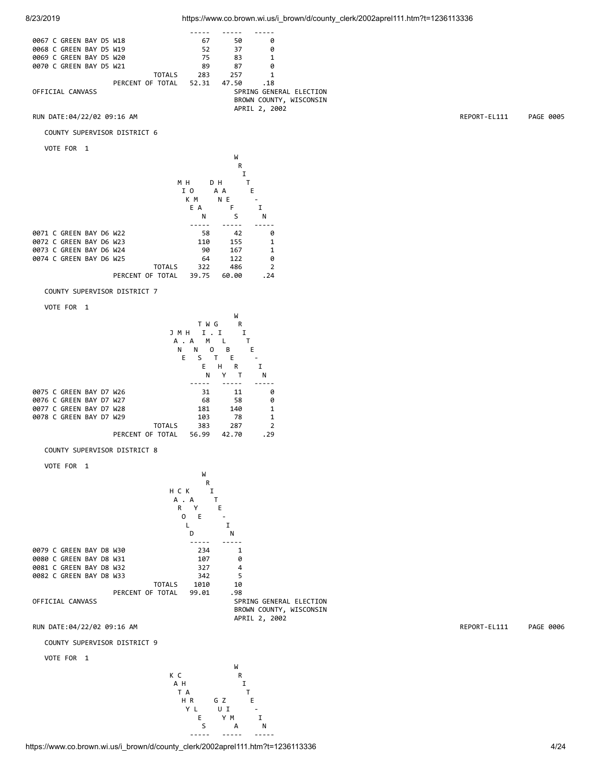| | | | |
|---|---|---|---|
| 0067 C GREEN BAY D5 W18 | 67 | 50 | 0 |
| 0068 C GREEN BAY D5 W19 | 52 | 37 | 0 |
| 0069 C GREEN BAY D5 W20 | 75 | 83 | 1 |
| 0070 C GREEN BAY D5 W21 | 89 | 87 | 0 |
| TOTALS | 283 | 257 | 1 |
| PERCENT OF TOTAL | 52.31 | 47.50 | .18 |

OFFICIAL CANVASS

SPRING GENERAL ELECTION
BROWN COUNTY, WISCONSIN
APRIL 2, 2002

RUN DATE:04/22/02 09:16 AM REPORT-EL111 PAGE 0005

## COUNTY SUPERVISOR DISTRICT 6

VOTE FOR 1

| | MIKE HOMAN | DAN HAEFS | WRITE-IN |
|---|---|---|---|
| 0071 C GREEN BAY D6 W22 | 58 | 42 | 0 |
| 0072 C GREEN BAY D6 W23 | 110 | 155 | 1 |
| 0073 C GREEN BAY D6 W24 | 90 | 167 | 1 |
| 0074 C GREEN BAY D6 W25 | 64 | 122 | 0 |
| TOTALS | 322 | 486 | 2 |
| PERCENT OF TOTAL | 39.75 | 60.00 | .24 |

## COUNTY SUPERVISOR DISTRICT 7

VOTE FOR 1

| | JAN E. MANSEEN | TIM G. IOLBERT... | WRITE-IN |
|---|---|---|---|
| 0075 C GREEN BAY D7 W26 | 31 | 11 | 0 |
| 0076 C GREEN BAY D7 W27 | 68 | 58 | 0 |
| 0077 C GREEN BAY D7 W28 | 181 | 140 | 1 |
| 0078 C GREEN BAY D7 W29 | 103 | 78 | 1 |
| TOTALS | 383 | 287 | 2 |
| PERCENT OF TOTAL | 56.99 | 42.70 | .29 |

## COUNTY SUPERVISOR DISTRICT 8

VOTE FOR 1

| | HAROLD C. KAYE | WRITE-IN |
|---|---|---|
| 0079 C GREEN BAY D8 W30 | 234 | 1 |
| 0080 C GREEN BAY D8 W31 | 107 | 0 |
| 0081 C GREEN BAY D8 W32 | 327 | 4 |
| 0082 C GREEN BAY D8 W33 | 342 | 5 |
| TOTALS | 1010 | 10 |
| PERCENT OF TOTAL | 99.01 | .98 |

OFFICIAL CANVASS

SPRING GENERAL ELECTION
BROWN COUNTY, WISCONSIN
APRIL 2, 2002

RUN DATE:04/22/02 09:16 AM REPORT-EL111 PAGE 0006

## COUNTY SUPERVISOR DISTRICT 9

VOTE FOR 1

| | KATHY HARLES C | GUY ZIMA | WRITE-IN |
|---|---|---|---|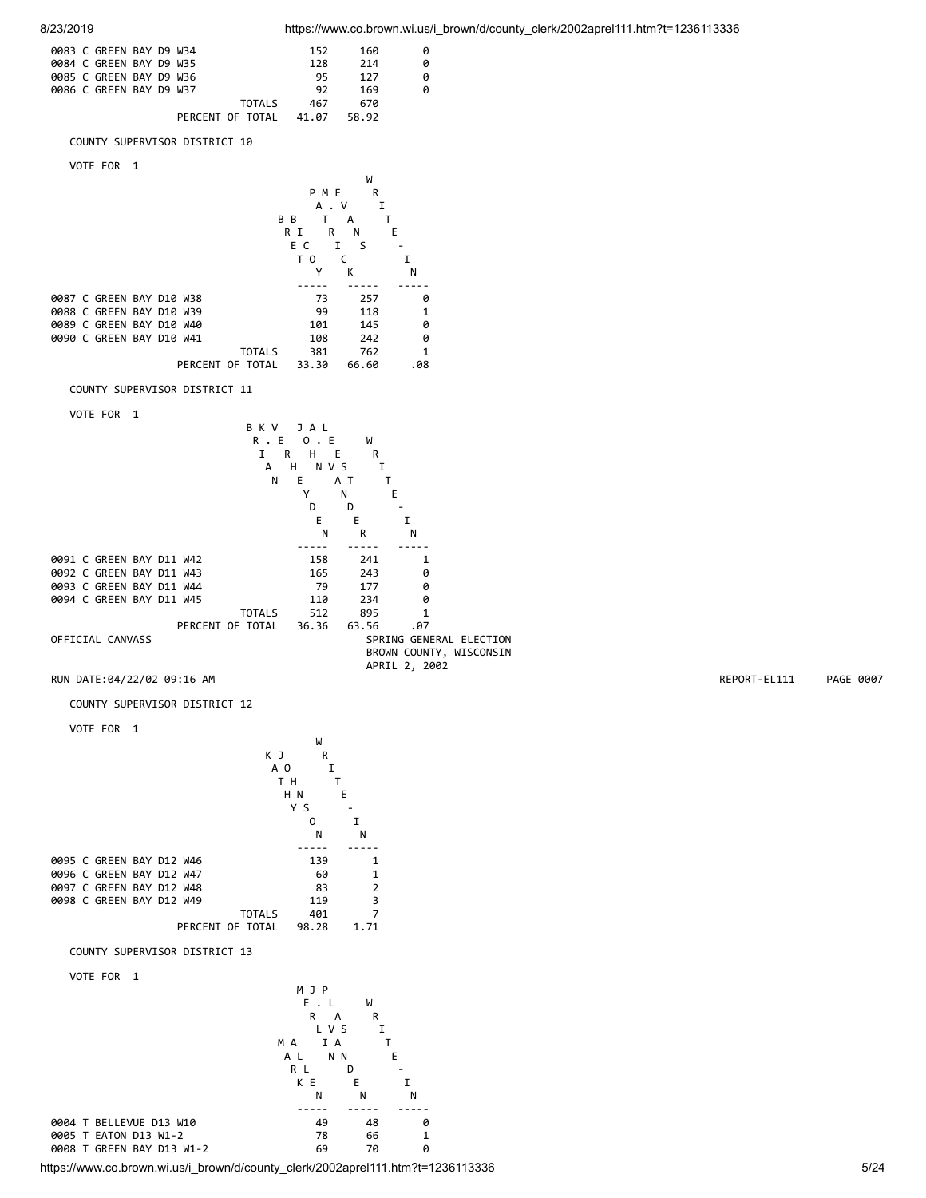| | | | |
|---|---|---|---|
| 0083 C GREEN BAY D9 W34 | 152 | 160 | 0 |
| 0084 C GREEN BAY D9 W35 | 128 | 214 | 0 |
| 0085 C GREEN BAY D9 W36 | 95 | 127 | 0 |
| 0086 C GREEN BAY D9 W37 | 92 | 169 | 0 |
| TOTALS | 467 | 670 | |
| PERCENT OF TOTAL | 41.07 | 58.92 | |

COUNTY SUPERVISOR DISTRICT 10

VOTE FOR 1

| | BRET BICE TOY | PATRICK A. EVANS | WRITE-IN |
|---|---|---|---|
| 0087 C GREEN BAY D10 W38 | 73 | 257 | 0 |
| 0088 C GREEN BAY D10 W39 | 99 | 118 | 1 |
| 0089 C GREEN BAY D10 W40 | 101 | 145 | 0 |
| 0090 C GREEN BAY D10 W41 | 108 | 242 | 0 |
| TOTALS | 381 | 762 | 1 |
| PERCENT OF TOTAL | 33.30 | 66.60 | .08 |

COUNTY SUPERVISOR DISTRICT 11

VOTE FOR 1

| | BRIAN K. VERHEYDEN | JOHN A. LENVSATNDER | WRITE-IN |
|---|---|---|---|
| 0091 C GREEN BAY D11 W42 | 158 | 241 | 1 |
| 0092 C GREEN BAY D11 W43 | 165 | 243 | 0 |
| 0093 C GREEN BAY D11 W44 | 79 | 177 | 0 |
| 0094 C GREEN BAY D11 W45 | 110 | 234 | 0 |
| TOTALS | 512 | 895 | 1 |
| PERCENT OF TOTAL | 36.36 | 63.56 | .07 |

OFFICIAL CANVASS
SPRING GENERAL ELECTION
BROWN COUNTY, WISCONSIN
APRIL 2, 2002

RUN DATE:04/22/02 09:16 AM REPORT-EL111 PAGE 0007

COUNTY SUPERVISOR DISTRICT 12

VOTE FOR 1

| | KJ AOTHHNYSON | WRITE-IN |
|---|---|---|
| 0095 C GREEN BAY D12 W46 | 139 | 1 |
| 0096 C GREEN BAY D12 W47 | 60 | 1 |
| 0097 C GREEN BAY D12 W48 | 83 | 2 |
| 0098 C GREEN BAY D12 W49 | 119 | 3 |
| TOTALS | 401 | 7 |
| PERCENT OF TOTAL | 98.28 | 1.71 |

COUNTY SUPERVISOR DISTRICT 13

VOTE FOR 1

| | MARK ALLEN / MJP E. L. R A LVS IA NN D E N | WRITE-IN |
|---|---|---|---|
| 0004 T BELLEVUE D13 W10 | 49 | 48 | 0 |
| 0005 T EATON D13 W1-2 | 78 | 66 | 1 |
| 0008 T GREEN BAY D13 W1-2 | 69 | 70 | 0 |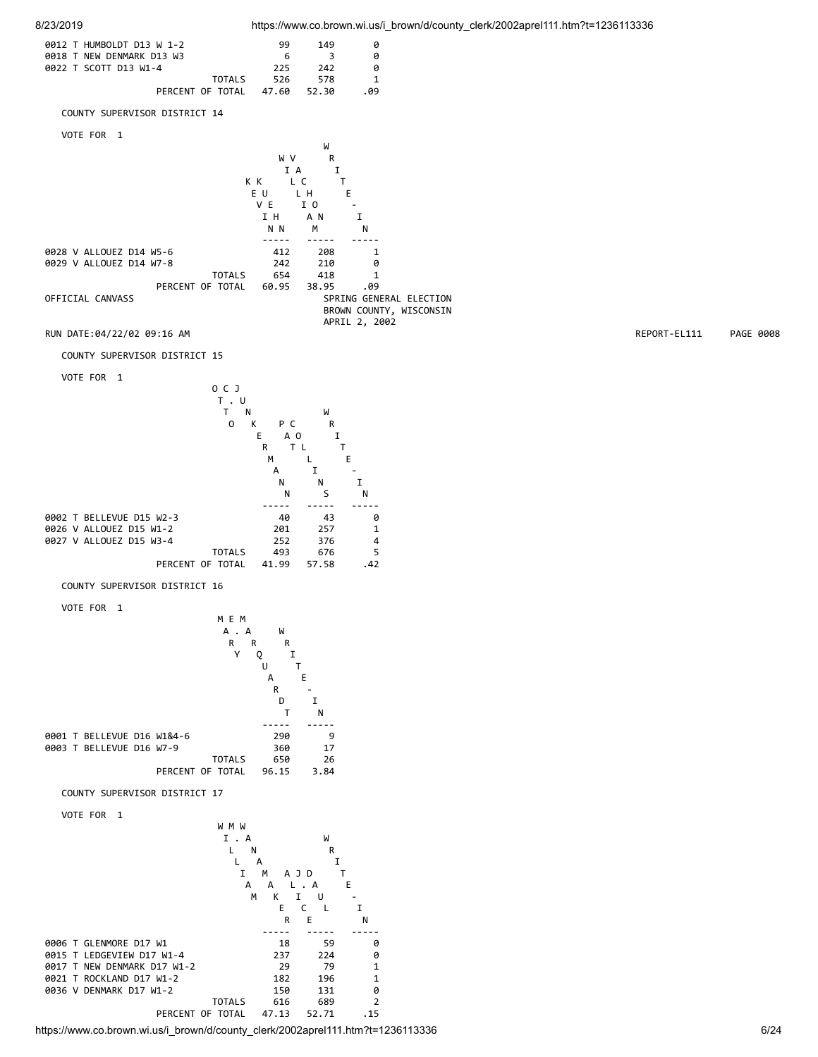| | | | |
|---|---|---|---|
| 0012 T HUMBOLDT D13 W 1-2 | 99 | 149 | 0 |
| 0018 T NEW DENMARK D13 W3 | 6 | 3 | 0 |
| 0022 T SCOTT D13 W1-4 | 225 | 242 | 0 |
| TOTALS | 526 | 578 | 1 |
| PERCENT OF TOTAL | 47.60 | 52.30 | .09 |

## COUNTY SUPERVISOR DISTRICT 14

VOTE FOR 1

| | KEVIN KUEHN | WILLIAM VACHO | WRITE-IN |
|---|---|---|---|
| 0028 V ALLOUEZ D14 W5-6 | 412 | 208 | 1 |
| 0029 V ALLOUEZ D14 W7-8 | 242 | 210 | 0 |
| TOTALS | 654 | 418 | 1 |
| PERCENT OF TOTAL | 60.95 | 38.95 | .09 |

OFFICIAL CANVASS

SPRING GENERAL ELECTION
BROWN COUNTY, WISCONSIN
APRIL 2, 2002

RUN DATE:04/22/02 09:16 AM REPORT-EL111 PAGE 0008

## COUNTY SUPERVISOR DISTRICT 15

VOTE FOR 1

| | OTTO J. JUNKERMANN | PAT COLLINS | WRITE-IN |
|---|---|---|---|
| 0002 T BELLEVUE D15 W2-3 | 40 | 43 | 0 |
| 0026 V ALLOUEZ D15 W1-2 | 201 | 257 | 1 |
| 0027 V ALLOUEZ D15 W3-4 | 252 | 376 | 4 |
| TOTALS | 493 | 676 | 5 |
| PERCENT OF TOTAL | 41.99 | 57.58 | .42 |

## COUNTY SUPERVISOR DISTRICT 16

VOTE FOR 1

| | MARY E. MARQUARDT | WRITE-IN |
|---|---|---|
| 0001 T BELLEVUE D16 W1&4-6 | 290 | 9 |
| 0003 T BELLEVUE D16 W7-9 | 360 | 17 |
| TOTALS | 650 | 26 |
| PERCENT OF TOTAL | 96.15 | 3.84 |

## COUNTY SUPERVISOR DISTRICT 17

VOTE FOR 1

| | WILLIAM A. MANKE | WM AJD L.A IUCLER... (JULIE A. DECKER) | WRITE-IN |
|---|---|---|---|
| 0006 T GLENMORE D17 W1 | 18 | 59 | 0 |
| 0015 T LEDGEVIEW D17 W1-4 | 237 | 224 | 0 |
| 0017 T NEW DENMARK D17 W1-2 | 29 | 79 | 1 |
| 0021 T ROCKLAND D17 W1-2 | 182 | 196 | 1 |
| 0036 V DENMARK D17 W1-2 | 150 | 131 | 0 |
| TOTALS | 616 | 689 | 2 |
| PERCENT OF TOTAL | 47.13 | 52.71 | .15 |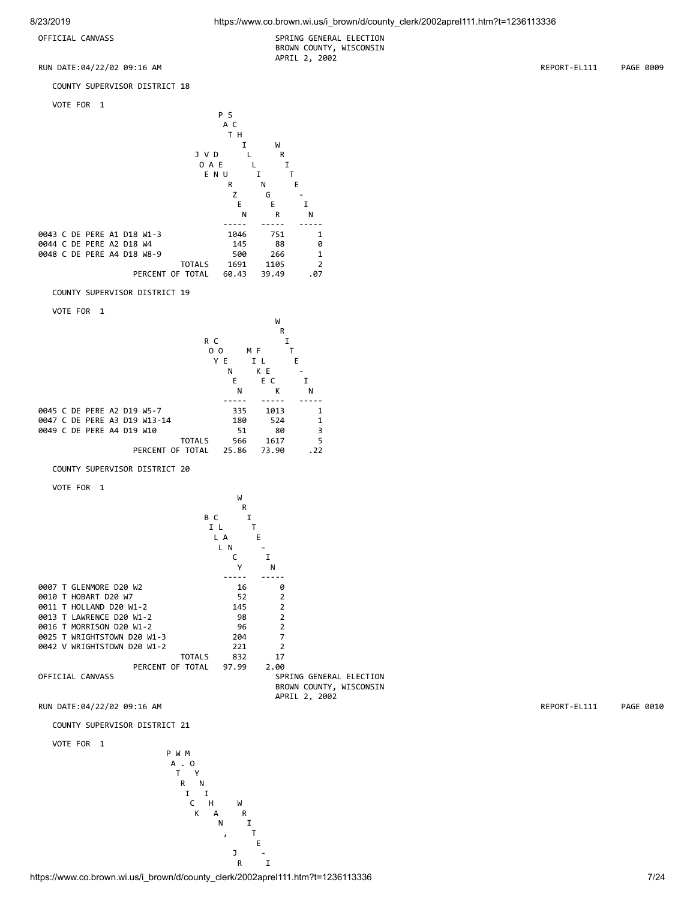OFFICIAL CANVASS

SPRING GENERAL ELECTION
BROWN COUNTY, WISCONSIN
APRIL 2, 2002

RUN DATE:04/22/02 09:16 AM REPORT-EL111 PAGE 0009

### COUNTY SUPERVISOR DISTRICT 18

VOTE FOR 1

| | JOE VAN DEURZEN | PAT SCHILLINGER | WRITE-IN |
|---|---|---|---|
| 0043 C DE PERE A1 D18 W1-3 | 1046 | 751 | 1 |
| 0044 C DE PERE A2 D18 W4 | 145 | 88 | 0 |
| 0048 C DE PERE A4 D18 W8-9 | 500 | 266 | 1 |
| TOTALS | 1691 | 1105 | 2 |
| PERCENT OF TOTAL | 60.43 | 39.49 | .07 |

### COUNTY SUPERVISOR DISTRICT 19

VOTE FOR 1

| | ROY COENEN | MIKE FLECK | WRITE-IN |
|---|---|---|---|
| 0045 C DE PERE A2 D19 W5-7 | 335 | 1013 | 1 |
| 0047 C DE PERE A3 D19 W13-14 | 180 | 524 | 1 |
| 0049 C DE PERE A4 D19 W10 | 51 | 80 | 3 |
| TOTALS | 566 | 1617 | 5 |
| PERCENT OF TOTAL | 25.86 | 73.90 | .22 |

### COUNTY SUPERVISOR DISTRICT 20

VOTE FOR 1

| | BILL CLANCY | WRITE-IN |
|---|---|---|
| 0007 T GLENMORE D20 W2 | 16 | 0 |
| 0010 T HOBART D20 W7 | 52 | 2 |
| 0011 T HOLLAND D20 W1-2 | 145 | 2 |
| 0013 T LAWRENCE D20 W1-2 | 98 | 2 |
| 0016 T MORRISON D20 W1-2 | 96 | 2 |
| 0025 T WRIGHTSTOWN D20 W1-3 | 204 | 7 |
| 0042 V WRIGHTSTOWN D20 W1-2 | 221 | 2 |
| TOTALS | 832 | 17 |
| PERCENT OF TOTAL | 97.99 | 2.00 |

OFFICIAL CANVASS

SPRING GENERAL ELECTION
BROWN COUNTY, WISCONSIN
APRIL 2, 2002

RUN DATE:04/22/02 09:16 AM REPORT-EL111 PAGE 0010

### COUNTY SUPERVISOR DISTRICT 21

VOTE FOR 1

| PATRICK W. MOYNIHAN, JR | WRITE-I |
|---|---|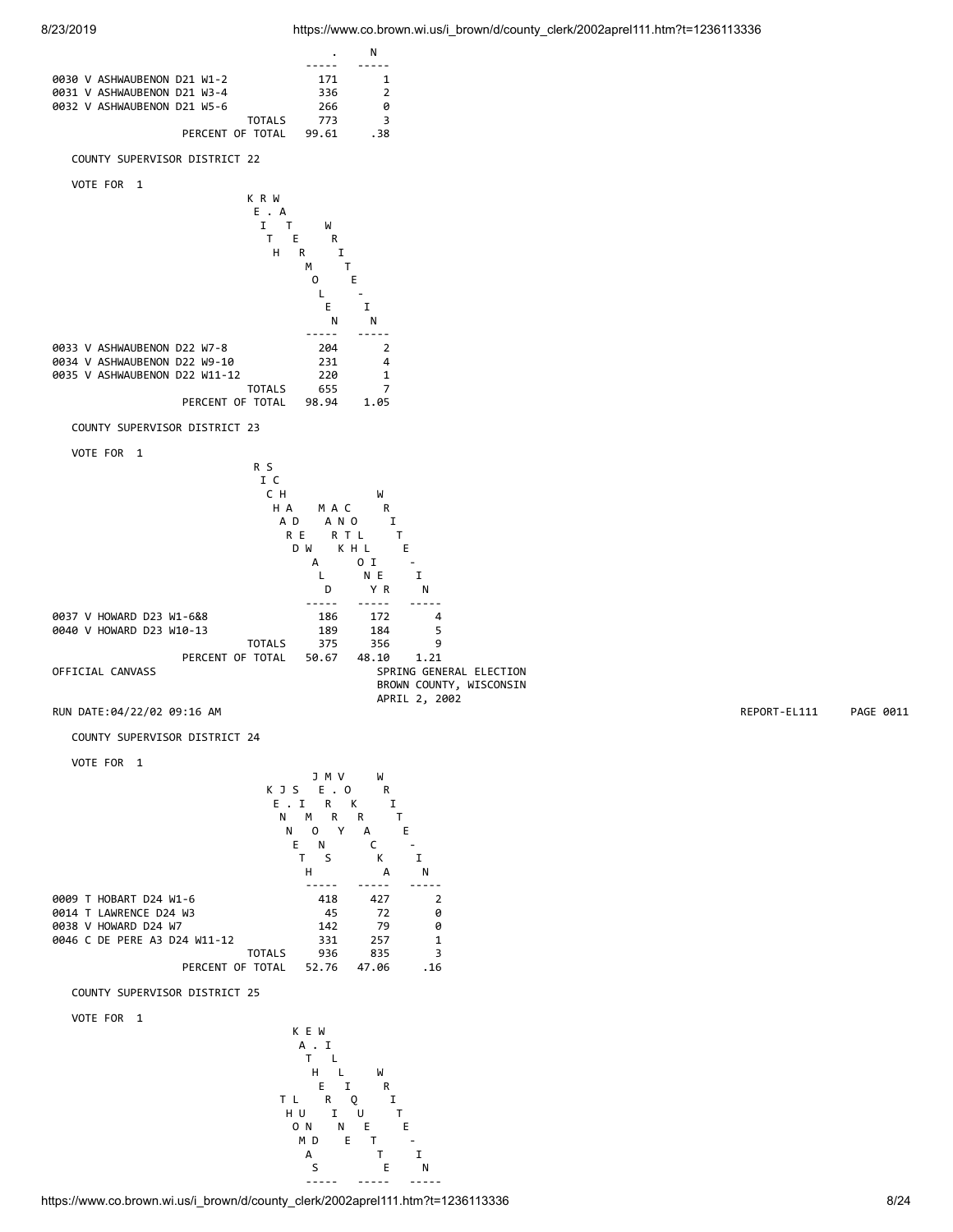| | . | WRITE-IN |
|---|---|---|
| 0030 V ASHWAUBENON D21 W1-2 | 171 | 1 |
| 0031 V ASHWAUBENON D21 W3-4 | 336 | 2 |
| 0032 V ASHWAUBENON D21 W5-6 | 266 | 0 |
| TOTALS | 773 | 3 |
| PERCENT OF TOTAL | 99.61 | .38 |

## COUNTY SUPERVISOR DISTRICT 22

VOTE FOR 1

| | KEITH R. WATERMOLEN | WRITE-IN |
|---|---|---|
| 0033 V ASHWAUBENON D22 W7-8 | 204 | 2 |
| 0034 V ASHWAUBENON D22 W9-10 | 231 | 4 |
| 0035 V ASHWAUBENON D22 W11-12 | 220 | 1 |
| TOTALS | 655 | 7 |
| PERCENT OF TOTAL | 98.94 | 1.05 |

## COUNTY SUPERVISOR DISTRICT 23

VOTE FOR 1

| | RICHARD SCHADEWALD | MARK ANTHONY COLLIER | WRITE-IN |
|---|---|---|---|
| 0037 V HOWARD D23 W1-6&8 | 186 | 172 | 4 |
| 0040 V HOWARD D23 W10-13 | 189 | 184 | 5 |
| TOTALS | 375 | 356 | 9 |
| PERCENT OF TOTAL | 50.67 | 48.10 | 1.21 |

## COUNTY SUPERVISOR DISTRICT 24

VOTE FOR 1

| | KENNETH J. SIMONS | JERRY M. VOKRACKA | WRITE-IN |
|---|---|---|---|
| 0009 T HOBART D24 W1-6 | 418 | 427 | 2 |
| 0014 T LAWRENCE D24 W3 | 45 | 72 | 0 |
| 0038 V HOWARD D24 W7 | 142 | 79 | 0 |
| 0046 C DE PERE A3 D24 W11-12 | 331 | 257 | 1 |
| TOTALS | 936 | 835 | 3 |
| PERCENT OF TOTAL | 52.76 | 47.06 | .16 |

## COUNTY SUPERVISOR DISTRICT 25

VOTE FOR 1

| | KATHERINE E. WILLIQUETTE | THOMAS LUND | WRITE-IN |
|---|---|---|---|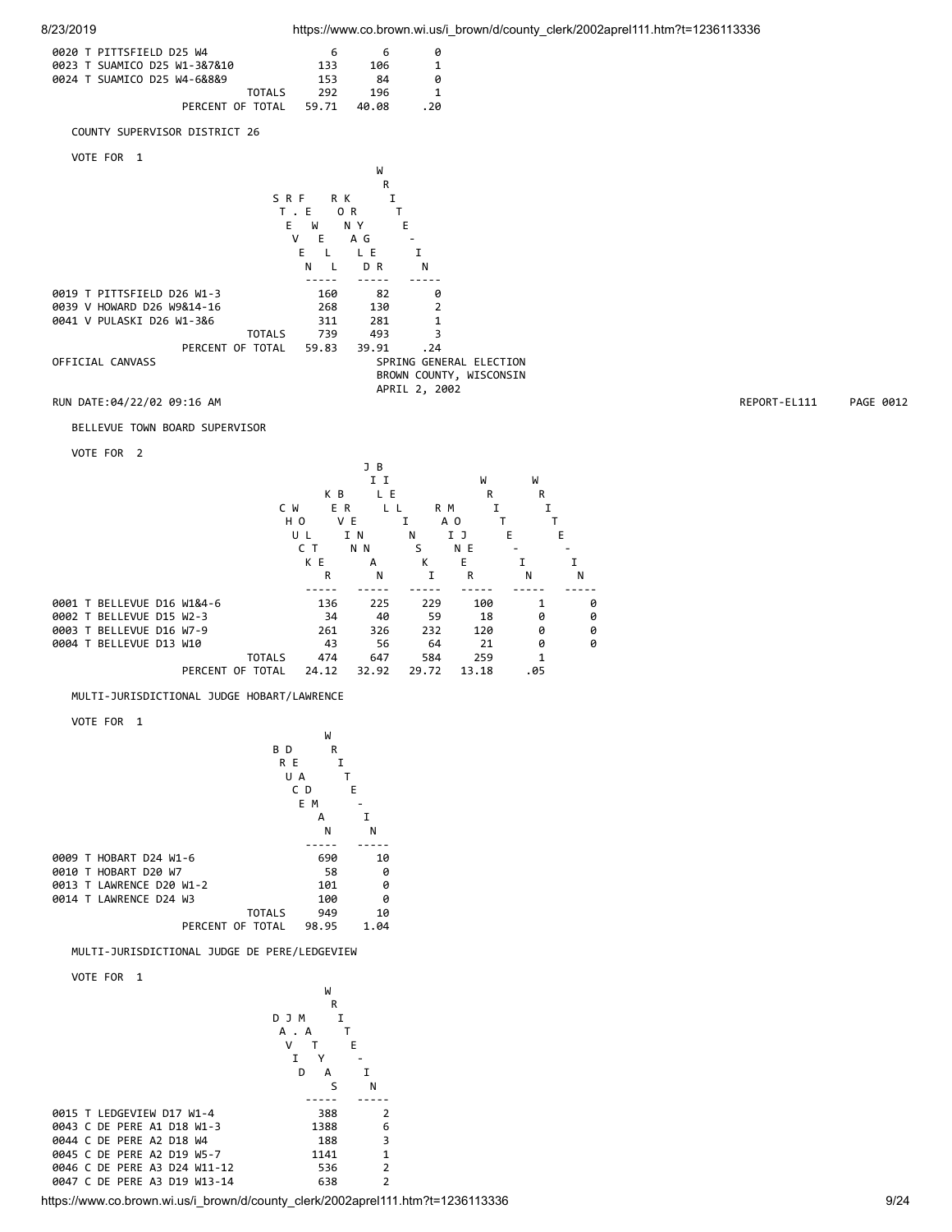| | | | |
|---|---|---|---|
| 0020 T PITTSFIELD D25 W4 | 6 | 6 | 0 |
| 0023 T SUAMICO D25 W1-3&7&10 | 133 | 106 | 1 |
| 0024 T SUAMICO D25 W4-6&8&9 | 153 | 84 | 0 |
| TOTALS | 292 | 196 | 1 |
| PERCENT OF TOTAL | 59.71 | 40.08 | .20 |

COUNTY SUPERVISOR DISTRICT 26

VOTE FOR 1

| | STEVE FRELL | RKORNYAGLEDR | WRITE-IN |
|---|---|---|---|
| 0019 T PITTSFIELD D26 W1-3 | 160 | 82 | 0 |
| 0039 V HOWARD D26 W9&14-16 | 268 | 130 | 2 |
| 0041 V PULASKI D26 W1-3&6 | 311 | 281 | 1 |
| TOTALS | 739 | 493 | 3 |
| PERCENT OF TOTAL | 59.83 | 39.91 | .24 |

OFFICIAL CANVASS
SPRING GENERAL ELECTION
BROWN COUNTY, WISCONSIN
APRIL 2, 2002

RUN DATE:04/22/02 09:16 AM REPORT-EL111 PAGE 0012

BELLEVUE TOWN BOARD SUPERVISOR

VOTE FOR 2

| | CHUCK WOLTER | KEVIN BRENNAN | JILL BIELINSKI | RAMIRO JENE | WRITE-IN | WRITE-IN |
|---|---|---|---|---|---|---|
| 0001 T BELLEVUE D16 W1&4-6 | 136 | 225 | 229 | 100 | 1 | 0 |
| 0002 T BELLEVUE D15 W2-3 | 34 | 40 | 59 | 18 | 0 | 0 |
| 0003 T BELLEVUE D16 W7-9 | 261 | 326 | 232 | 120 | 0 | 0 |
| 0004 T BELLEVUE D13 W10 | 43 | 56 | 64 | 21 | 0 | 0 |
| TOTALS | 474 | 647 | 584 | 259 | 1 | |
| PERCENT OF TOTAL | 24.12 | 32.92 | 29.72 | 13.18 | .05 | |

MULTI-JURISDICTIONAL JUDGE HOBART/LAWRENCE

VOTE FOR 1

| | BRUCE DEMAN | WRITE-IN |
|---|---|---|
| 0009 T HOBART D24 W1-6 | 690 | 10 |
| 0010 T HOBART D20 W7 | 58 | 0 |
| 0013 T LAWRENCE D20 W1-2 | 101 | 0 |
| 0014 T LAWRENCE D24 W3 | 100 | 0 |
| TOTALS | 949 | 10 |
| PERCENT OF TOTAL | 98.95 | 1.04 |

MULTI-JURISDICTIONAL JUDGE DE PERE/LEDGEVIEW

VOTE FOR 1

| | DAVID J. MAYTAS | WRITE-IN |
|---|---|---|
| 0015 T LEDGEVIEW D17 W1-4 | 388 | 2 |
| 0043 C DE PERE A1 D18 W1-3 | 1388 | 6 |
| 0044 C DE PERE A2 D18 W4 | 188 | 3 |
| 0045 C DE PERE A2 D19 W5-7 | 1141 | 1 |
| 0046 C DE PERE A3 D24 W11-12 | 536 | 2 |
| 0047 C DE PERE A3 D19 W13-14 | 638 | 2 |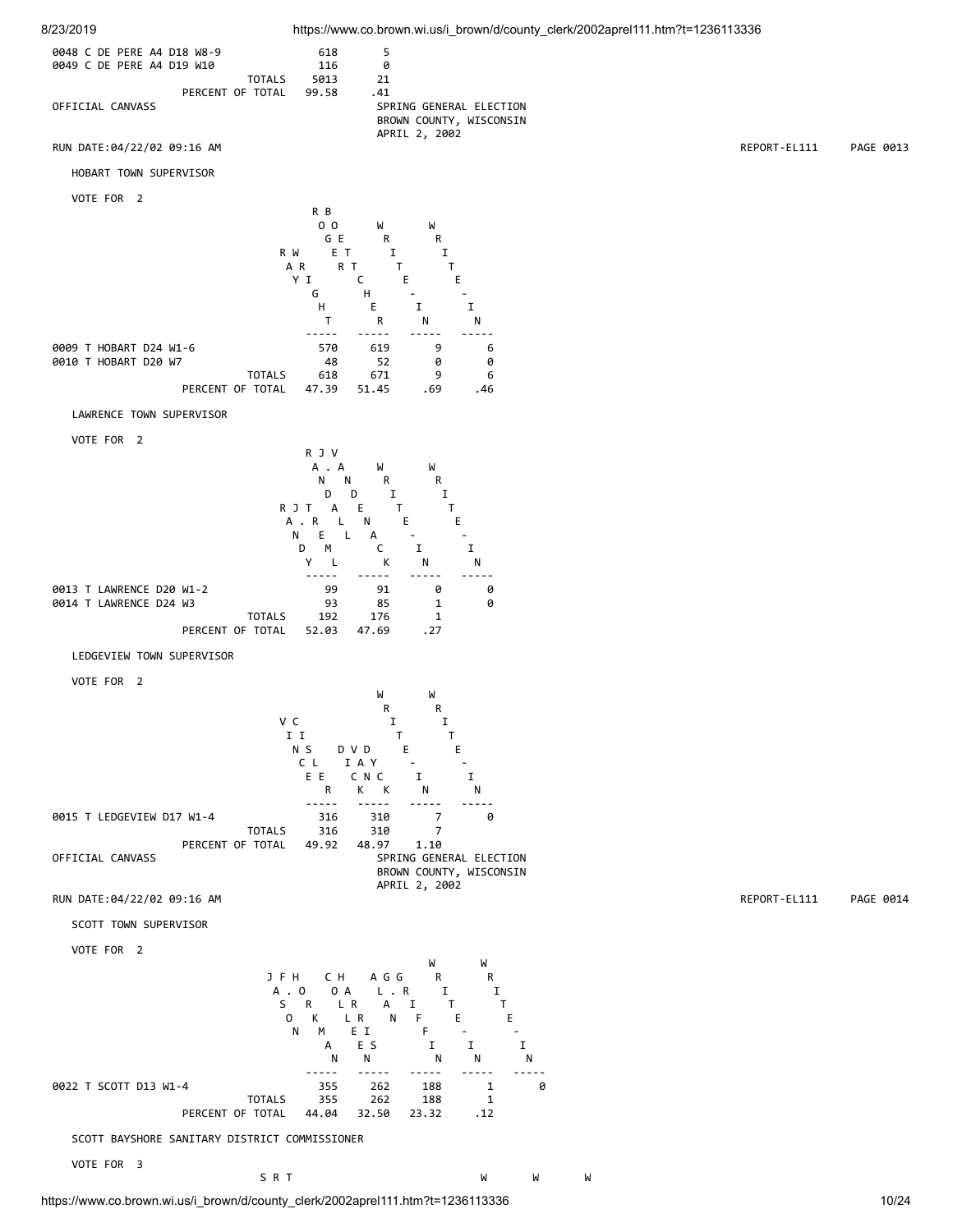| | | |
|---|---|---|
| 0048 C DE PERE A4 D18 W8-9 | 618 | 5 |
| 0049 C DE PERE A4 D19 W10 | 116 | 0 |
| TOTALS | 5013 | 21 |
| PERCENT OF TOTAL | 99.58 | .41 |

OFFICIAL CANVASS
SPRING GENERAL ELECTION
BROWN COUNTY, WISCONSIN
APRIL 2, 2002

RUN DATE:04/22/02 09:16 AM REPORT-EL111 PAGE 0013

## HOBART TOWN SUPERVISOR

VOTE FOR 2

| | RAY WRIGHT | ROGER BECHER | WRITE-IN | WRITE-IN |
|---|---|---|---|---|
| 0009 T HOBART D24 W1-6 | 570 | 619 | 9 | 6 |
| 0010 T HOBART D20 W7 | 48 | 52 | 0 | 0 |
| TOTALS | 618 | 671 | 9 | 6 |
| PERCENT OF TOTAL | 47.39 | 51.45 | .69 | .46 |

## LAWRENCE TOWN SUPERVISOR

VOTE FOR 2

| | R J T A. R NEEDEL M Y L | R J V A. A N N D D A E L N A C K | WRITE-IN | WRITE-IN |
|---|---|---|---|---|
| 0013 T LAWRENCE D20 W1-2 | 99 | 91 | 0 | 0 |
| 0014 T LAWRENCE D24 W3 | 93 | 85 | 1 | 0 |
| TOTALS | 192 | 176 | 1 | |
| PERCENT OF TOTAL | 52.03 | 47.69 | .27 | |

## LEDGEVIEW TOWN SUPERVISOR

VOTE FOR 2

| | VINCE CISLER | DICK VANDYCK | WRITE-IN | WRITE-IN |
|---|---|---|---|---|
| 0015 T LEDGEVIEW D17 W1-4 | 316 | 310 | 7 | 0 |
| TOTALS | 316 | 310 | 7 | |
| PERCENT OF TOTAL | 49.92 | 48.97 | 1.10 | |

OFFICIAL CANVASS
SPRING GENERAL ELECTION
BROWN COUNTY, WISCONSIN
APRIL 2, 2002

RUN DATE:04/22/02 09:16 AM REPORT-EL111 PAGE 0014

## SCOTT TOWN SUPERVISOR

VOTE FOR 2

| | J F H A. O S R O K N M | C H O A L R L R E I A E S N | A G G L. R A I N F F I N | WRITE-IN | WRITE-IN |
|---|---|---|---|---|---|
| 0022 T SCOTT D13 W1-4 | 355 | 262 | 188 | 1 | 0 |
| TOTALS | 355 | 262 | 188 | 1 | |
| PERCENT OF TOTAL | 44.04 | 32.50 | 23.32 | .12 | |

## SCOTT BAYSHORE SANITARY DISTRICT COMMISSIONER

VOTE FOR 3

S R T W W W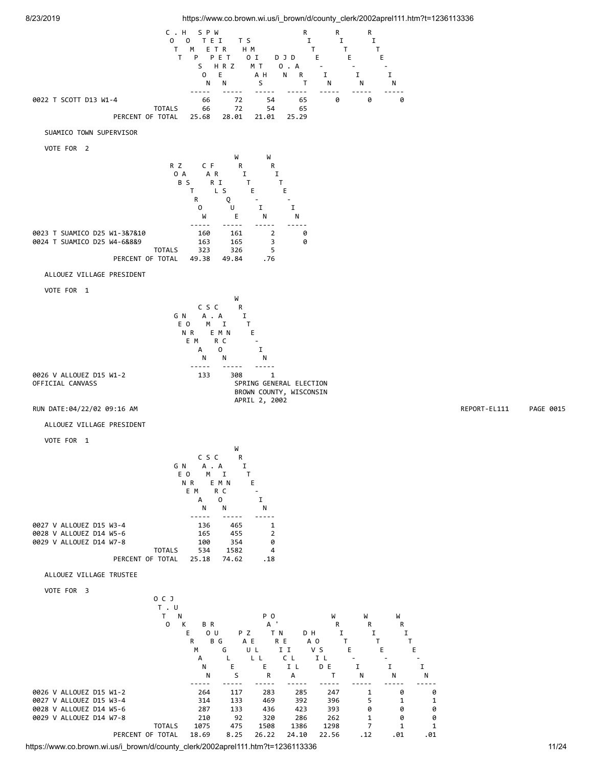| | SCOTT THOMPSON | STEPHEN PETER WIRTZ | THOMAS SMITH | DON J. DART | WRITE-IN | WRITE-IN | WRITE-IN |
|---|---|---|---|---|---|---|---|
| 0022 T SCOTT D13 W1-4 | 66 | 72 | 54 | 65 | 0 | 0 | 0 |
| TOTALS | 66 | 72 | 54 | 65 | | | |
| PERCENT OF TOTAL | 25.68 | 28.01 | 21.01 | 25.29 | | | |

SUAMICO TOWN SUPERVISOR

VOTE FOR 2

| | ROB ZASTROW | CARL FRISQUE | WRITE-IN | WRITE-IN |
|---|---|---|---|---|
| 0023 T SUAMICO D25 W1-3&7&10 | 160 | 161 | 2 | 0 |
| 0024 T SUAMICO D25 W4-6&8&9 | 163 | 165 | 3 | 0 |
| TOTALS | 323 | 326 | 5 | |
| PERCENT OF TOTAL | 49.38 | 49.84 | .76 | |

ALLOUEZ VILLAGE PRESIDENT

VOTE FOR 1

| | GENE NORMAN | CAMERON S. CAIN | WRITE-IN |
|---|---|---|---|
| 0026 V ALLOUEZ D15 W1-2 | 133 | 308 | 1 |

OFFICIAL CANVASS

SPRING GENERAL ELECTION
BROWN COUNTY, WISCONSIN
APRIL 2, 2002

RUN DATE:04/22/02 09:16 AM REPORT-EL111 PAGE 0015

ALLOUEZ VILLAGE PRESIDENT

VOTE FOR 1

| | GENE NORMAN | CAMERON S. CAIN | WRITE-IN |
|---|---|---|---|
| 0027 V ALLOUEZ D15 W3-4 | 136 | 465 | 1 |
| 0028 V ALLOUEZ D14 W5-6 | 165 | 455 | 2 |
| 0029 V ALLOUEZ D14 W7-8 | 100 | 354 | 0 |
| TOTALS | 534 | 1582 | 4 |
| PERCENT OF TOTAL | 25.18 | 74.62 | .18 |

ALLOUEZ VILLAGE TRUSTEE

VOTE FOR 3

| | OTTO C. JUNKERMANN | BOB RUGGLES | PAUL ZELLER | PATRICIA O'NEILL | DAVID HOSLET | WRITE-IN | WRITE-IN | WRITE-IN |
|---|---|---|---|---|---|---|---|---|
| 0026 V ALLOUEZ D15 W1-2 | 264 | 117 | 283 | 285 | 247 | 1 | 0 | 0 |
| 0027 V ALLOUEZ D15 W3-4 | 314 | 133 | 469 | 392 | 396 | 5 | 1 | 1 |
| 0028 V ALLOUEZ D14 W5-6 | 287 | 133 | 436 | 423 | 393 | 0 | 0 | 0 |
| 0029 V ALLOUEZ D14 W7-8 | 210 | 92 | 320 | 286 | 262 | 1 | 0 | 0 |
| TOTALS | 1075 | 475 | 1508 | 1386 | 1298 | 7 | 1 | 1 |
| PERCENT OF TOTAL | 18.69 | 8.25 | 26.22 | 24.10 | 22.56 | .12 | .01 | .01 |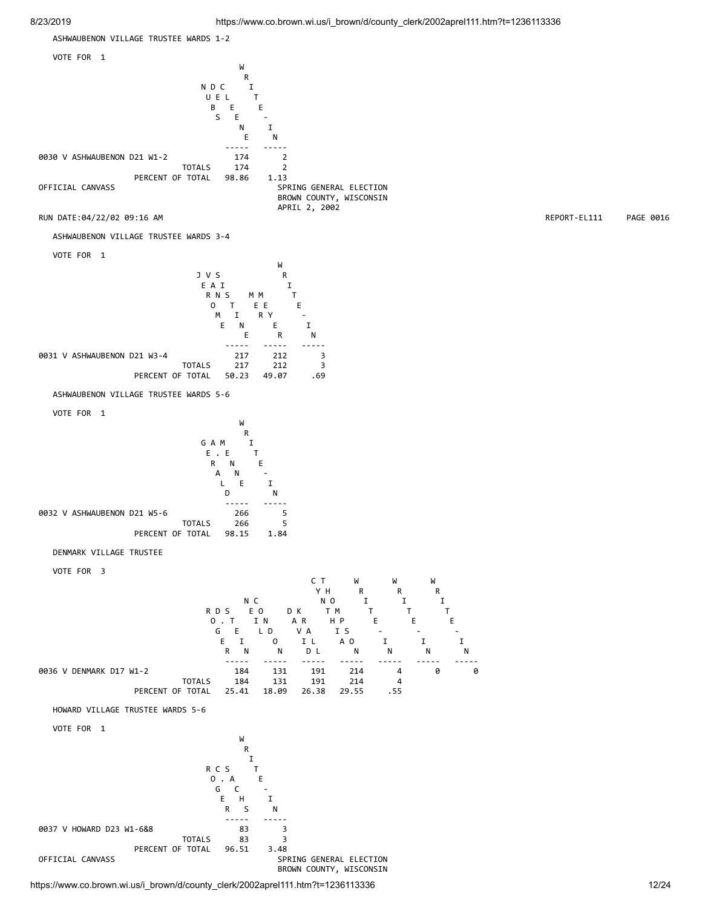## ASHWAUBENON VILLAGE TRUSTEE WARDS 1-2

VOTE FOR 1

| | NDC UELBE SEEN E (NED BUSSE / UE? ) | WRITE-IN |
|---|---|---|
| 0030 V ASHWAUBENON D21 W1-2 | 174 | 2 |
| TOTALS | 174 | 2 |
| PERCENT OF TOTAL | 98.86 | 1.13 |

OFFICIAL CANVASS
SPRING GENERAL ELECTION
BROWN COUNTY, WISCONSIN
APRIL 2, 2002

RUN DATE:04/22/02 09:16 AM REPORT-EL111 PAGE 0016

## ASHWAUBENON VILLAGE TRUSTEE WARDS 3-4

VOTE FOR 1

| | JERO ME VAN SISTINE | MEMERY | WRITE-IN |
|---|---|---|---|
| 0031 V ASHWAUBENON D21 W3-4 | 217 | 212 | 3 |
| TOTALS | 217 | 212 | 3 |
| PERCENT OF TOTAL | 50.23 | 49.07 | .69 |

## ASHWAUBENON VILLAGE TRUSTEE WARDS 5-6

VOTE FOR 1

| | GERALD A. MENNE | WRITE-IN |
|---|---|---|
| 0032 V ASHWAUBENON D21 W5-6 | 266 | 5 |
| TOTALS | 266 | 5 |
| PERCENT OF TOTAL | 98.15 | 1.84 |

## DENMARK VILLAGE TRUSTEE

VOTE FOR 3

| | ROGER DE STEIN | NEIL CONDON | DAVID KRAL | TIMOTHY THOMPSON | WRITE-IN | WRITE-IN | WRITE-IN |
|---|---|---|---|---|---|---|---|
| 0036 V DENMARK D17 W1-2 | 184 | 131 | 191 | 214 | 4 | 0 | 0 |
| TOTALS | 184 | 131 | 191 | 214 | 4 | | |
| PERCENT OF TOTAL | 25.41 | 18.09 | 26.38 | 29.55 | .55 | | |

## HOWARD VILLAGE TRUSTEE WARDS 5-6

VOTE FOR 1

| | ROGER C. SACHS | WRITE-IN |
|---|---|---|
| 0037 V HOWARD D23 W1-6&8 | 83 | 3 |
| TOTALS | 83 | 3 |
| PERCENT OF TOTAL | 96.51 | 3.48 |

OFFICIAL CANVASS
SPRING GENERAL ELECTION
BROWN COUNTY, WISCONSIN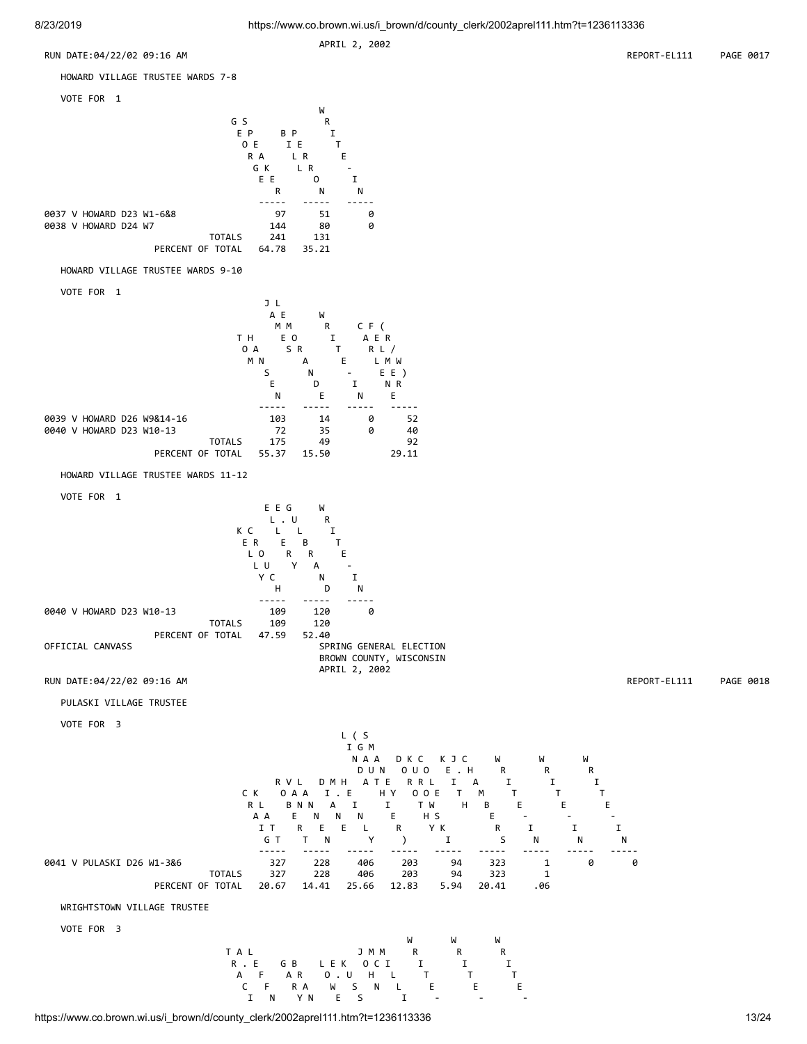APRIL 2, 2002

RUN DATE:04/22/02 09:16 AM REPORT-EL111 PAGE 0017

## HOWARD VILLAGE TRUSTEE WARDS 7-8

VOTE FOR 1

| | GEORGE SPEAKER | BILL PERRON | WRITE-IN |
|---|---|---|---|
| 0037 V HOWARD D23 W1-6&8 | 97 | 51 | 0 |
| 0038 V HOWARD D24 W7 | 144 | 80 | 0 |
| TOTALS | 241 | 131 | |
| PERCENT OF TOTAL | 64.78 | 35.21 | |

## HOWARD VILLAGE TRUSTEE WARDS 9-10

VOTE FOR 1

| | TOM HANSEN | JAMES LEMORANDE | WRITE-IN | CARLENE FELMER (R/W) |
|---|---|---|---|---|
| 0039 V HOWARD D26 W9&14-16 | 103 | 14 | 0 | 52 |
| 0040 V HOWARD D23 W10-13 | 72 | 35 | 0 | 40 |
| TOTALS | 175 | 49 | | 92 |
| PERCENT OF TOTAL | 55.37 | 15.50 | | 29.11 |

## HOWARD VILLAGE TRUSTEE WARDS 11-12

VOTE FOR 1

| | KELLY CROUCH | ELLERY E. GULBRAND | WRITE-IN |
|---|---|---|---|
| 0040 V HOWARD D23 W10-13 | 109 | 120 | 0 |
| TOTALS | 109 | 120 | |
| PERCENT OF TOTAL | 47.59 | 52.40 | |

OFFICIAL CANVASS
SPRING GENERAL ELECTION
BROWN COUNTY, WISCONSIN
APRIL 2, 2002

RUN DATE:04/22/02 09:16 AM REPORT-EL111 PAGE 0018

## PULASKI VILLAGE TRUSTEE

VOTE FOR 3

| | CRAIG KLATT | ROBERT VAN LANNEN | DIANE M. HEINLY | LINDA (GAUTHIER) SMANEY | DOROTHY KUROWSKI COLE | KEITH J. CHAMBERS | WRITE-IN | WRITE-IN | WRITE-IN |
|---|---|---|---|---|---|---|---|---|---|
| 0041 V PULASKI D26 W1-3&6 | 327 | 228 | 406 | 203 | 94 | 323 | 1 | 0 | 0 |
| TOTALS | 327 | 228 | 406 | 203 | 94 | 323 | 1 | | |
| PERCENT OF TOTAL | 20.67 | 14.41 | 25.66 | 12.83 | 5.94 | 20.41 | .06 | | |

## WRIGHTSTOWN VILLAGE TRUSTEE

VOTE FOR 3

```
                                                W       W       W
           T A L                 J M M      R       R       R
            R . E    G B     L E K    O C I      I       I       I
             A   F    A R     O . U    H   L      T       T       T
              C   F    R A     W   S    N   L      E       E       E
               I   N    Y N     E   S        I      -       -       -
```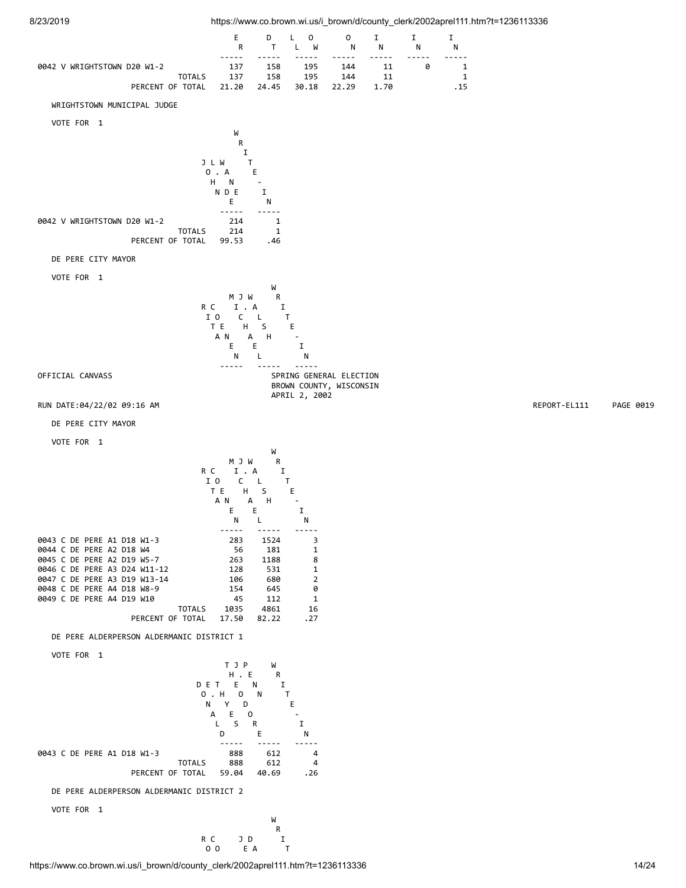| | E R | D T | L W | O N | I N | I N | I N |
|---|---|---|---|---|---|---|---|
| 0042 V WRIGHTSTOWN D20 W1-2 | 137 | 158 | 195 | 144 | 11 | 0 | 1 |
| TOTALS | 137 | 158 | 195 | 144 | 11 | | 1 |
| PERCENT OF TOTAL | 21.20 | 24.45 | 30.18 | 22.29 | 1.70 | | .15 |

WRIGHTSTOWN MUNICIPAL JUDGE

VOTE FOR 1

| | JOHN L. WADE | WRITE-IN |
|---|---|---|
| 0042 V WRIGHTSTOWN D20 W1-2 | 214 | 1 |
| TOTALS | 214 | 1 |
| PERCENT OF TOTAL | 99.53 | .46 |

DE PERE CITY MAYOR

VOTE FOR 1

| | RICIA TECN / RICCO TEAN | MICHAEL J. WALSH | WRITE-IN |
|---|---|---|---|

OFFICIAL CANVASS

SPRING GENERAL ELECTION
BROWN COUNTY, WISCONSIN
APRIL 2, 2002

RUN DATE:04/22/02 09:16 AM

REPORT-EL111 PAGE 0019

DE PERE CITY MAYOR

VOTE FOR 1

| | RICIA TECN / RICCO TEAN | MICHAEL J. WALSH | WRITE-IN |
|---|---|---|---|
| 0043 C DE PERE A1 D18 W1-3 | 283 | 1524 | 3 |
| 0044 C DE PERE A2 D18 W4 | 56 | 181 | 1 |
| 0045 C DE PERE A2 D19 W5-7 | 263 | 1188 | 8 |
| 0046 C DE PERE A3 D24 W11-12 | 128 | 531 | 1 |
| 0047 C DE PERE A3 D19 W13-14 | 106 | 680 | 2 |
| 0048 C DE PERE A4 D18 W8-9 | 154 | 645 | 0 |
| 0049 C DE PERE A4 D19 W10 | 45 | 112 | 1 |
| TOTALS | 1035 | 4861 | 16 |
| PERCENT OF TOTAL | 17.50 | 82.22 | .27 |

DE PERE ALDERPERSON ALDERMANIC DISTRICT 1

VOTE FOR 1

| | DONALD E. T. HAYES | JOSEPH T. HENDERSON / THE PENROSE | WRITE-IN |
|---|---|---|---|
| 0043 C DE PERE A1 D18 W1-3 | 888 | 612 | 4 |
| TOTALS | 888 | 612 | 4 |
| PERCENT OF TOTAL | 59.04 | 40.69 | .26 |

DE PERE ALDERPERSON ALDERMANIC DISTRICT 2

VOTE FOR 1

R C J D W
O O E A R
I
T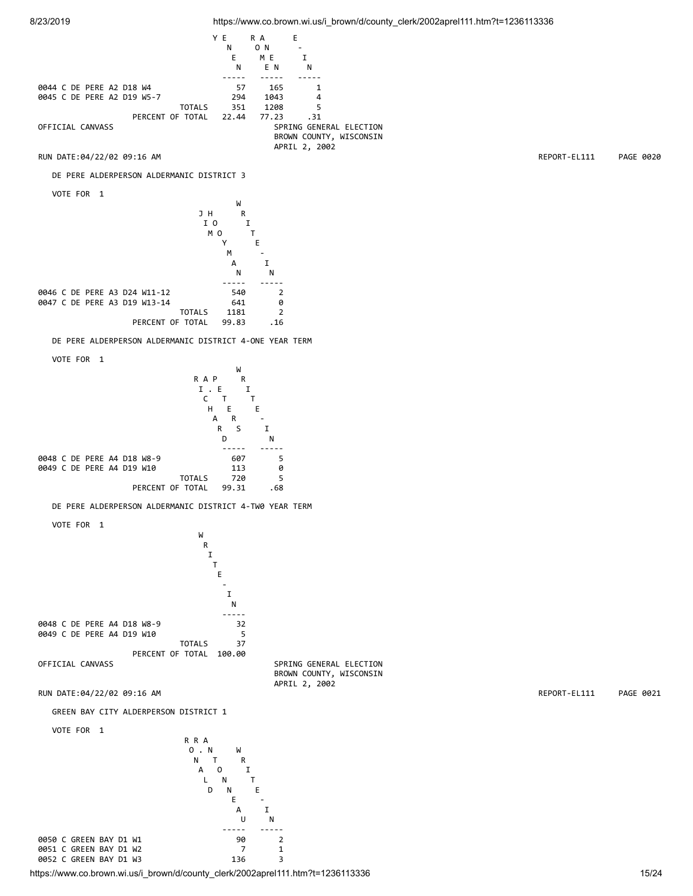| | YVONNE ... | RAMON E. ... | WRITE-IN |
|---|---|---|---|
| 0044 C DE PERE A2 D18 W4 | 57 | 165 | 1 |
| 0045 C DE PERE A2 D19 W5-7 | 294 | 1043 | 4 |
| TOTALS | 351 | 1208 | 5 |
| PERCENT OF TOTAL | 22.44 | 77.23 | .31 |

OFFICIAL CANVASS

SPRING GENERAL ELECTION
BROWN COUNTY, WISCONSIN
APRIL 2, 2002

RUN DATE:04/22/02 09:16 AM

REPORT-EL111 PAGE 0020

DE PERE ALDERPERSON ALDERMANIC DISTRICT 3

VOTE FOR 1

| | JIM HOYMAN | WRITE-IN |
|---|---|---|
| 0046 C DE PERE A3 D24 W11-12 | 540 | 2 |
| 0047 C DE PERE A3 D19 W13-14 | 641 | 0 |
| TOTALS | 1181 | 2 |
| PERCENT OF TOTAL | 99.83 | .16 |

DE PERE ALDERPERSON ALDERMANIC DISTRICT 4-ONE YEAR TERM

VOTE FOR 1

| | RICHARD A. PETERS | WRITE-IN |
|---|---|---|
| 0048 C DE PERE A4 D18 W8-9 | 607 | 5 |
| 0049 C DE PERE A4 D19 W10 | 113 | 0 |
| TOTALS | 720 | 5 |
| PERCENT OF TOTAL | 99.31 | .68 |

DE PERE ALDERPERSON ALDERMANIC DISTRICT 4-TW0 YEAR TERM

VOTE FOR 1

| | WRITE-IN |
|---|---|
| 0048 C DE PERE A4 D18 W8-9 | 32 |
| 0049 C DE PERE A4 D19 W10 | 5 |
| TOTALS | 37 |
| PERCENT OF TOTAL | 100.00 |

OFFICIAL CANVASS

SPRING GENERAL ELECTION
BROWN COUNTY, WISCONSIN
APRIL 2, 2002

RUN DATE:04/22/02 09:16 AM

REPORT-EL111 PAGE 0021

GREEN BAY CITY ALDERPERSON DISTRICT 1

VOTE FOR 1

| | RONALD R. ANTONNEAU | WRITE-IN |
|---|---|---|
| 0050 C GREEN BAY D1 W1 | 90 | 2 |
| 0051 C GREEN BAY D1 W2 | 7 | 1 |
| 0052 C GREEN BAY D1 W3 | 136 | 3 |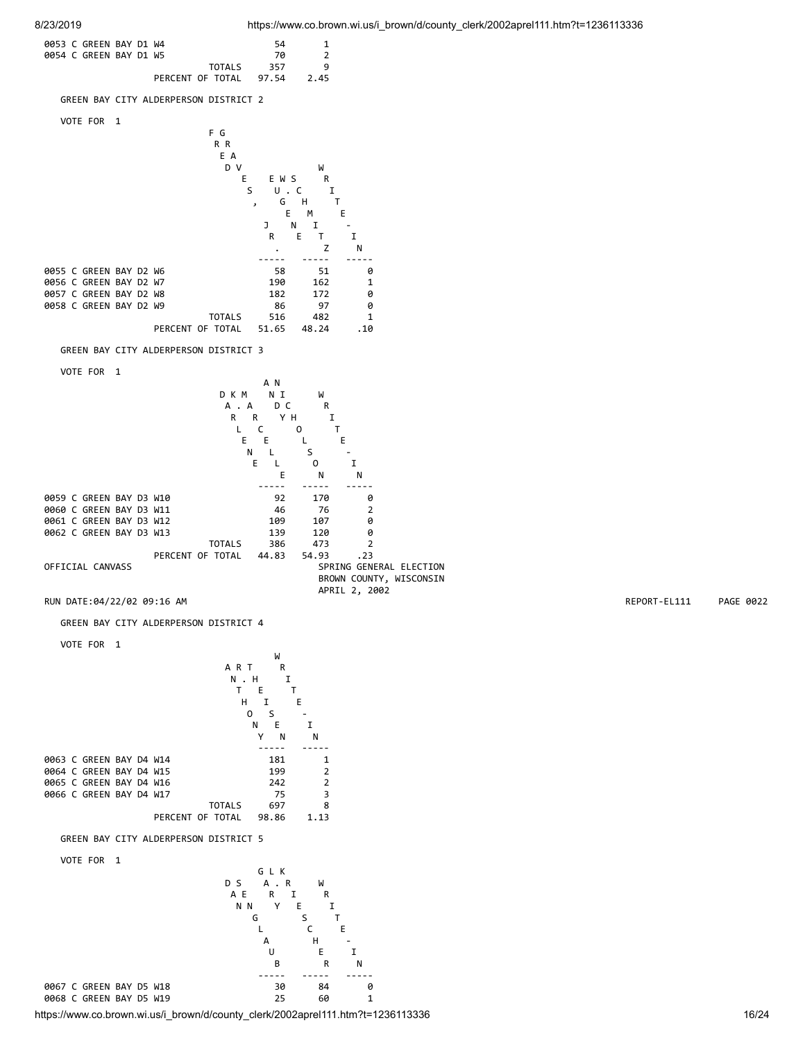| | | |
|---|---|---|
| 0053 C GREEN BAY D1 W4 | 54 | 1 |
| 0054 C GREEN BAY D1 W5 | 70 | 2 |
| TOTALS | 357 | 9 |
| PERCENT OF TOTAL | 97.54 | 2.45 |

GREEN BAY CITY ALDERPERSON DISTRICT 2

VOTE FOR 1

| | FRED, JR. | GREG WUSCHNIGG | WRITE-IN |
|---|---|---|---|
| 0055 C GREEN BAY D2 W6 | 58 | 51 | 0 |
| 0056 C GREEN BAY D2 W7 | 190 | 162 | 1 |
| 0057 C GREEN BAY D2 W8 | 182 | 172 | 0 |
| 0058 C GREEN BAY D2 W9 | 86 | 97 | 0 |
| TOTALS | 516 | 482 | 1 |
| PERCENT OF TOTAL | 51.65 | 48.24 | .10 |

GREEN BAY CITY ALDERPERSON DISTRICT 3

VOTE FOR 1

| | DARLENE K. MARCELLE | ANDY NICHOLSON | WRITE-IN |
|---|---|---|---|
| 0059 C GREEN BAY D3 W10 | 92 | 170 | 0 |
| 0060 C GREEN BAY D3 W11 | 46 | 76 | 2 |
| 0061 C GREEN BAY D3 W12 | 109 | 107 | 0 |
| 0062 C GREEN BAY D3 W13 | 139 | 120 | 0 |
| TOTALS | 386 | 473 | 2 |
| PERCENT OF TOTAL | 44.83 | 54.93 | .23 |

OFFICIAL CANVASS

SPRING GENERAL ELECTION
BROWN COUNTY, WISCONSIN
APRIL 2, 2002

RUN DATE:04/22/02 09:16 AM

REPORT-EL111 PAGE 0022

GREEN BAY CITY ALDERPERSON DISTRICT 4

VOTE FOR 1

| | ANTHONY T. HEISEN | WRITE-IN |
|---|---|---|
| 0063 C GREEN BAY D4 W14 | 181 | 1 |
| 0064 C GREEN BAY D4 W15 | 199 | 2 |
| 0065 C GREEN BAY D4 W16 | 242 | 2 |
| 0066 C GREEN BAY D4 W17 | 75 | 3 |
| TOTALS | 697 | 8 |
| PERCENT OF TOTAL | 98.86 | 1.13 |

GREEN BAY CITY ALDERPERSON DISTRICT 5

VOTE FOR 1

| | DAN SENN GLAUB | GARY K. RIESCHER | WRITE-IN |
|---|---|---|---|
| 0067 C GREEN BAY D5 W18 | 30 | 84 | 0 |
| 0068 C GREEN BAY D5 W19 | 25 | 60 | 1 |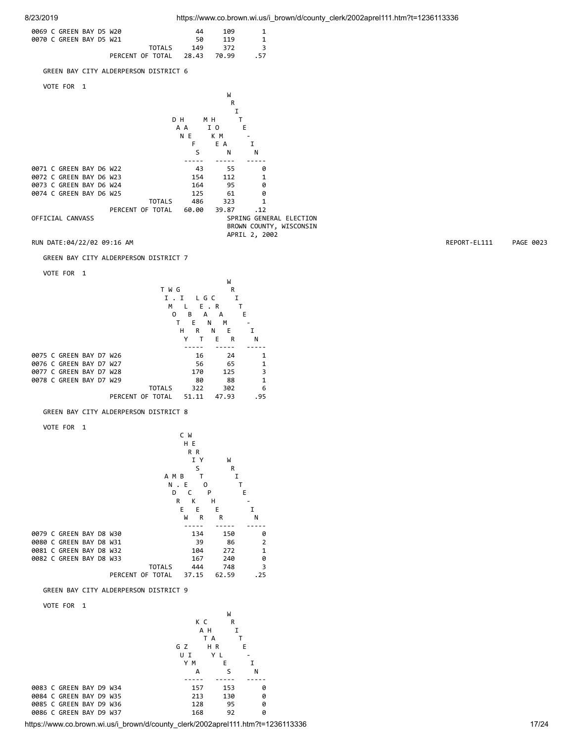| | | | |
|---|---|---|---|
| 0069 C GREEN BAY D5 W20 | 44 | 109 | 1 |
| 0070 C GREEN BAY D5 W21 | 50 | 119 | 1 |
| TOTALS | 149 | 372 | 3 |
| PERCENT OF TOTAL | 28.43 | 70.99 | .57 |

GREEN BAY CITY ALDERPERSON DISTRICT 6

VOTE FOR 1

| | DAN HAEFS | MIKE HOMAN | WRITE-IN |
|---|---|---|---|
| 0071 C GREEN BAY D6 W22 | 43 | 55 | 0 |
| 0072 C GREEN BAY D6 W23 | 154 | 112 | 1 |
| 0073 C GREEN BAY D6 W24 | 164 | 95 | 0 |
| 0074 C GREEN BAY D6 W25 | 125 | 61 | 0 |
| TOTALS | 486 | 323 | 1 |
| PERCENT OF TOTAL | 60.00 | 39.87 | .12 |

OFFICIAL CANVASS

SPRING GENERAL ELECTION
BROWN COUNTY, WISCONSIN
APRIL 2, 2002

RUN DATE:04/22/02 09:16 AM REPORT-EL111 PAGE 0023

GREEN BAY CITY ALDERPERSON DISTRICT 7

VOTE FOR 1

| | TIMOTHY W. GILBERT | LGC E. RANMER | WRITE-IN |
|---|---|---|---|
| 0075 C GREEN BAY D7 W26 | 16 | 24 | 1 |
| 0076 C GREEN BAY D7 W27 | 56 | 65 | 1 |
| 0077 C GREEN BAY D7 W28 | 170 | 125 | 3 |
| 0078 C GREEN BAY D7 W29 | 80 | 88 | 1 |
| TOTALS | 322 | 302 | 6 |
| PERCENT OF TOTAL | 51.11 | 47.93 | .95 |

GREEN BAY CITY ALDERPERSON DISTRICT 8

VOTE FOR 1

| | ANDREW M. BECKER | CHRISTOPHER WERY | WRITE-IN |
|---|---|---|---|
| 0079 C GREEN BAY D8 W30 | 134 | 150 | 0 |
| 0080 C GREEN BAY D8 W31 | 39 | 86 | 2 |
| 0081 C GREEN BAY D8 W32 | 104 | 272 | 1 |
| 0082 C GREEN BAY D8 W33 | 167 | 240 | 0 |
| TOTALS | 444 | 748 | 3 |
| PERCENT OF TOTAL | 37.15 | 62.59 | .25 |

GREEN BAY CITY ALDERPERSON DISTRICT 9

VOTE FOR 1

| | GUY ZIMA | KATHY CHARLES | WRITE-IN |
|---|---|---|---|
| 0083 C GREEN BAY D9 W34 | 157 | 153 | 0 |
| 0084 C GREEN BAY D9 W35 | 213 | 130 | 0 |
| 0085 C GREEN BAY D9 W36 | 128 | 95 | 0 |
| 0086 C GREEN BAY D9 W37 | 168 | 92 | 0 |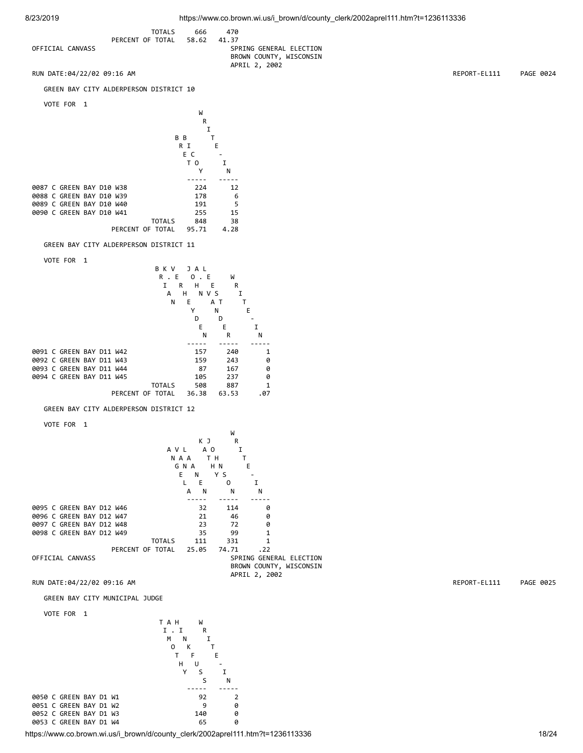| | | |
|---|---|---|
| TOTALS | 666 | 470 |
| PERCENT OF TOTAL | 58.62 | 41.37 |

OFFICIAL CANVASS

SPRING GENERAL ELECTION
BROWN COUNTY, WISCONSIN
APRIL 2, 2002

RUN DATE:04/22/02 09:16 AM REPORT-EL111 PAGE 0024

## GREEN BAY CITY ALDERPERSON DISTRICT 10

VOTE FOR 1

| | BRET BICY | WRITE-IN |
|---|---|---|
| 0087 C GREEN BAY D10 W38 | 224 | 12 |
| 0088 C GREEN BAY D10 W39 | 178 | 6 |
| 0089 C GREEN BAY D10 W40 | 191 | 5 |
| 0090 C GREEN BAY D10 W41 | 255 | 15 |
| TOTALS | 848 | 38 |
| PERCENT OF TOTAL | 95.71 | 4.28 |

## GREEN BAY CITY ALDERPERSON DISTRICT 11

VOTE FOR 1

| | BRIAN K. VERHEYDEN | JOHN A. LEVESTNDER | WRITE-IN |
|---|---|---|---|
| 0091 C GREEN BAY D11 W42 | 157 | 240 | 1 |
| 0092 C GREEN BAY D11 W43 | 159 | 243 | 0 |
| 0093 C GREEN BAY D11 W44 | 87 | 167 | 0 |
| 0094 C GREEN BAY D11 W45 | 105 | 237 | 0 |
| TOTALS | 508 | 887 | 1 |
| PERCENT OF TOTAL | 36.38 | 63.53 | .07 |

## GREEN BAY CITY ALDERPERSON DISTRICT 12

VOTE FOR 1

| | ANGEL VALENA | KATHY JOHNSON | WRITE-IN |
|---|---|---|---|
| 0095 C GREEN BAY D12 W46 | 32 | 114 | 0 |
| 0096 C GREEN BAY D12 W47 | 21 | 46 | 0 |
| 0097 C GREEN BAY D12 W48 | 23 | 72 | 0 |
| 0098 C GREEN BAY D12 W49 | 35 | 99 | 1 |
| TOTALS | 111 | 331 | 1 |
| PERCENT OF TOTAL | 25.05 | 74.71 | .22 |

OFFICIAL CANVASS

SPRING GENERAL ELECTION
BROWN COUNTY, WISCONSIN
APRIL 2, 2002

RUN DATE:04/22/02 09:16 AM REPORT-EL111 PAGE 0025

## GREEN BAY CITY MUNICIPAL JUDGE

VOTE FOR 1

| | TIMOTHY A. HINKFUSS | WRITE-IN |
|---|---|---|
| 0050 C GREEN BAY D1 W1 | 92 | 2 |
| 0051 C GREEN BAY D1 W2 | 9 | 0 |
| 0052 C GREEN BAY D1 W3 | 140 | 0 |
| 0053 C GREEN BAY D1 W4 | 65 | 0 |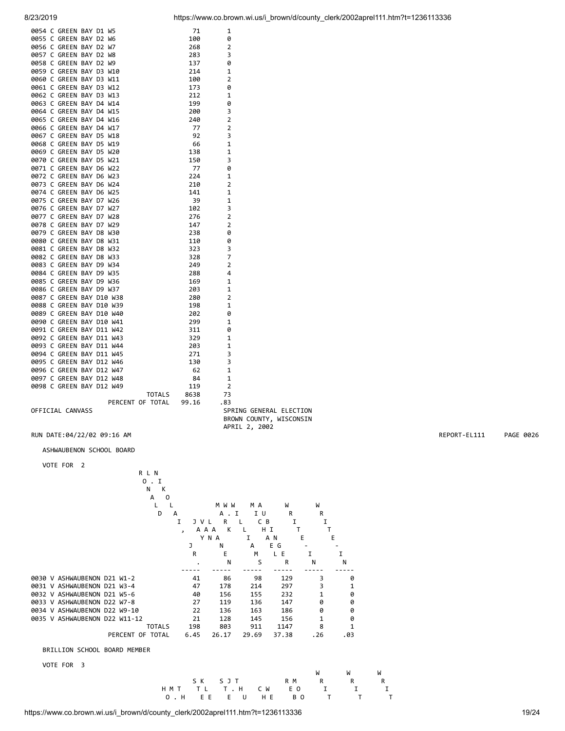| Ward | | |
|---|---|---|
| 0054 C GREEN BAY D1 W5 | 71 | 1 |
| 0055 C GREEN BAY D2 W6 | 100 | 0 |
| 0056 C GREEN BAY D2 W7 | 268 | 2 |
| 0057 C GREEN BAY D2 W8 | 283 | 3 |
| 0058 C GREEN BAY D2 W9 | 137 | 0 |
| 0059 C GREEN BAY D3 W10 | 214 | 1 |
| 0060 C GREEN BAY D3 W11 | 100 | 2 |
| 0061 C GREEN BAY D3 W12 | 173 | 0 |
| 0062 C GREEN BAY D3 W13 | 212 | 1 |
| 0063 C GREEN BAY D4 W14 | 199 | 0 |
| 0064 C GREEN BAY D4 W15 | 200 | 3 |
| 0065 C GREEN BAY D4 W16 | 240 | 2 |
| 0066 C GREEN BAY D4 W17 | 77 | 2 |
| 0067 C GREEN BAY D5 W18 | 92 | 3 |
| 0068 C GREEN BAY D5 W19 | 66 | 1 |
| 0069 C GREEN BAY D5 W20 | 138 | 1 |
| 0070 C GREEN BAY D5 W21 | 150 | 3 |
| 0071 C GREEN BAY D6 W22 | 77 | 0 |
| 0072 C GREEN BAY D6 W23 | 224 | 1 |
| 0073 C GREEN BAY D6 W24 | 210 | 2 |
| 0074 C GREEN BAY D6 W25 | 141 | 1 |
| 0075 C GREEN BAY D7 W26 | 39 | 1 |
| 0076 C GREEN BAY D7 W27 | 102 | 3 |
| 0077 C GREEN BAY D7 W28 | 276 | 2 |
| 0078 C GREEN BAY D7 W29 | 147 | 2 |
| 0079 C GREEN BAY D8 W30 | 238 | 0 |
| 0080 C GREEN BAY D8 W31 | 110 | 0 |
| 0081 C GREEN BAY D8 W32 | 323 | 3 |
| 0082 C GREEN BAY D8 W33 | 328 | 7 |
| 0083 C GREEN BAY D9 W34 | 249 | 2 |
| 0084 C GREEN BAY D9 W35 | 288 | 4 |
| 0085 C GREEN BAY D9 W36 | 169 | 1 |
| 0086 C GREEN BAY D9 W37 | 203 | 1 |
| 0087 C GREEN BAY D10 W38 | 280 | 2 |
| 0088 C GREEN BAY D10 W39 | 198 | 1 |
| 0089 C GREEN BAY D10 W40 | 202 | 0 |
| 0090 C GREEN BAY D10 W41 | 299 | 1 |
| 0091 C GREEN BAY D11 W42 | 311 | 0 |
| 0092 C GREEN BAY D11 W43 | 329 | 1 |
| 0093 C GREEN BAY D11 W44 | 203 | 1 |
| 0094 C GREEN BAY D11 W45 | 271 | 3 |
| 0095 C GREEN BAY D12 W46 | 130 | 3 |
| 0096 C GREEN BAY D12 W47 | 62 | 1 |
| 0097 C GREEN BAY D12 W48 | 84 | 1 |
| 0098 C GREEN BAY D12 W49 | 119 | 2 |
| TOTALS | 8638 | 73 |
| PERCENT OF TOTAL | 99.16 | .83 |

OFFICIAL CANVASS

SPRING GENERAL ELECTION
BROWN COUNTY, WISCONSIN
APRIL 2, 2002

RUN DATE:04/22/02 09:16 AM

REPORT-EL111 PAGE 0026

## ASHWAUBENON SCHOOL BOARD

VOTE FOR 2

| Ward | RONALD L. NIKOLAI, JR. | JAY VAN LAANEN | MARK W. WILLIAMS | MICHAEL AUBINGER | WRITE-IN | WRITE-IN |
|---|---|---|---|---|---|---|
| 0030 V ASHWAUBENON D21 W1-2 | 41 | 86 | 98 | 129 | 3 | 0 |
| 0031 V ASHWAUBENON D21 W3-4 | 47 | 178 | 214 | 297 | 3 | 1 |
| 0032 V ASHWAUBENON D21 W5-6 | 40 | 156 | 155 | 232 | 1 | 0 |
| 0033 V ASHWAUBENON D22 W7-8 | 27 | 119 | 136 | 147 | 0 | 0 |
| 0034 V ASHWAUBENON D22 W9-10 | 22 | 136 | 163 | 186 | 0 | 0 |
| 0035 V ASHWAUBENON D22 W11-12 | 21 | 128 | 145 | 156 | 1 | 0 |
| TOTALS | 198 | 803 | 911 | 1147 | 8 | 1 |
| PERCENT OF TOTAL | 6.45 | 26.17 | 29.69 | 37.38 | .26 | .03 |

## BRILLION SCHOOL BOARD MEMBER

VOTE FOR 3

```
                                                W       W       W
              S K    S J T          R M      R       R       R
        H M T    T L    T . H    C W    E O      I       I       I
         O . H    E E    E   U    H E    B O      T       T       T
```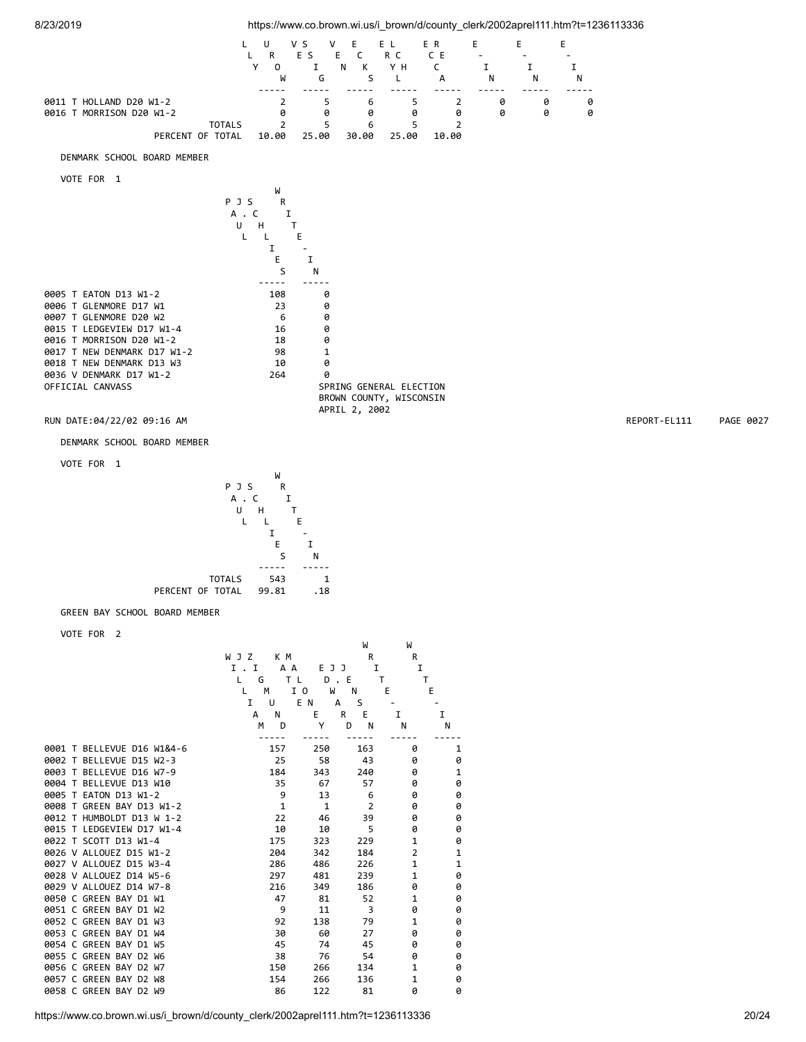| | LLOYD ROUW | VERSLEGS | VECKENIES | ELRICH | ERCECA | E-IN | E-IN | E-IN |
|---|---|---|---|---|---|---|---|---|
| 0011 T HOLLAND D20 W1-2 | 2 | 5 | 6 | 5 | 2 | 0 | 0 | 0 |
| 0016 T MORRISON D20 W1-2 | 0 | 0 | 0 | 0 | 0 | 0 | 0 | 0 |
| TOTALS | 2 | 5 | 6 | 5 | 2 | | | |
| PERCENT OF TOTAL | 10.00 | 25.00 | 30.00 | 25.00 | 10.00 | | | |

DENMARK SCHOOL BOARD MEMBER

VOTE FOR 1

| | PAUL J. SCHLIES | WRITE-IN |
|---|---|---|
| 0005 T EATON D13 W1-2 | 108 | 0 |
| 0006 T GLENMORE D17 W1 | 23 | 0 |
| 0007 T GLENMORE D20 W2 | 6 | 0 |
| 0015 T LEDGEVIEW D17 W1-4 | 16 | 0 |
| 0016 T MORRISON D20 W1-2 | 18 | 0 |
| 0017 T NEW DENMARK D17 W1-2 | 98 | 1 |
| 0018 T NEW DENMARK D13 W3 | 10 | 0 |
| 0036 V DENMARK D17 W1-2 | 264 | 0 |

OFFICIAL CANVASS

SPRING GENERAL ELECTION
BROWN COUNTY, WISCONSIN
APRIL 2, 2002

RUN DATE:04/22/02 09:16 AM

REPORT-EL111 PAGE 0027

DENMARK SCHOOL BOARD MEMBER

VOTE FOR 1

| | PAUL J. SCHLIES | WRITE-IN |
|---|---|---|
| TOTALS | 543 | 1 |
| PERCENT OF TOTAL | 99.81 | .18 |

GREEN BAY SCHOOL BOARD MEMBER

VOTE FOR 2

| | WILLIAM J. ZIMMERMAN | KATHLEEN MAYER | EDWARD J. JANSEN | WRITE-IN | WRITE-IN |
|---|---|---|---|---|---|
| 0001 T BELLEVUE D16 W1&4-6 | 157 | 250 | 163 | 0 | 1 |
| 0002 T BELLEVUE D15 W2-3 | 25 | 58 | 43 | 0 | 0 |
| 0003 T BELLEVUE D16 W7-9 | 184 | 343 | 240 | 0 | 1 |
| 0004 T BELLEVUE D13 W10 | 35 | 67 | 57 | 0 | 0 |
| 0005 T EATON D13 W1-2 | 9 | 13 | 6 | 0 | 0 |
| 0008 T GREEN BAY D13 W1-2 | 1 | 1 | 2 | 0 | 0 |
| 0012 T HUMBOLDT D13 W 1-2 | 22 | 46 | 39 | 0 | 0 |
| 0015 T LEDGEVIEW D17 W1-4 | 10 | 10 | 5 | 0 | 0 |
| 0022 T SCOTT D13 W1-4 | 175 | 323 | 229 | 1 | 0 |
| 0026 V ALLOUEZ D15 W1-2 | 204 | 342 | 184 | 2 | 1 |
| 0027 V ALLOUEZ D15 W3-4 | 286 | 486 | 226 | 1 | 1 |
| 0028 V ALLOUEZ D14 W5-6 | 297 | 481 | 239 | 1 | 0 |
| 0029 V ALLOUEZ D14 W7-8 | 216 | 349 | 186 | 0 | 0 |
| 0050 C GREEN BAY D1 W1 | 47 | 81 | 52 | 1 | 0 |
| 0051 C GREEN BAY D1 W2 | 9 | 11 | 3 | 0 | 0 |
| 0052 C GREEN BAY D1 W3 | 92 | 138 | 79 | 1 | 0 |
| 0053 C GREEN BAY D1 W4 | 30 | 60 | 27 | 0 | 0 |
| 0054 C GREEN BAY D1 W5 | 45 | 74 | 45 | 0 | 0 |
| 0055 C GREEN BAY D2 W6 | 38 | 76 | 54 | 0 | 0 |
| 0056 C GREEN BAY D2 W7 | 150 | 266 | 134 | 1 | 0 |
| 0057 C GREEN BAY D2 W8 | 154 | 266 | 136 | 1 | 0 |
| 0058 C GREEN BAY D2 W9 | 86 | 122 | 81 | 0 | 0 |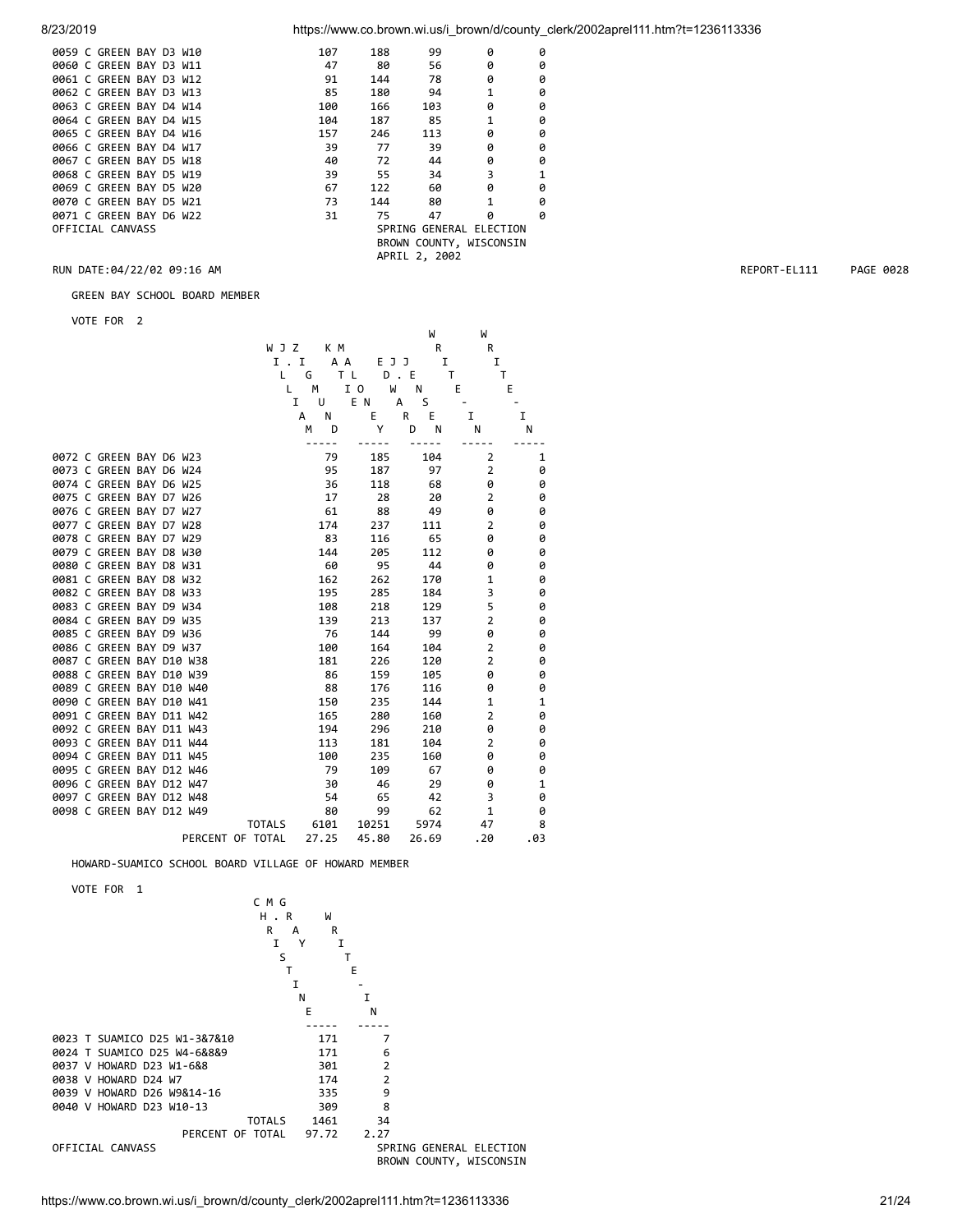| | | | | | |
|---|---|---|---|---|---|
| 0059 C GREEN BAY D3 W10 | 107 | 188 | 99 | 0 | 0 |
| 0060 C GREEN BAY D3 W11 | 47 | 80 | 56 | 0 | 0 |
| 0061 C GREEN BAY D3 W12 | 91 | 144 | 78 | 0 | 0 |
| 0062 C GREEN BAY D3 W13 | 85 | 180 | 94 | 1 | 0 |
| 0063 C GREEN BAY D4 W14 | 100 | 166 | 103 | 0 | 0 |
| 0064 C GREEN BAY D4 W15 | 104 | 187 | 85 | 1 | 0 |
| 0065 C GREEN BAY D4 W16 | 157 | 246 | 113 | 0 | 0 |
| 0066 C GREEN BAY D4 W17 | 39 | 77 | 39 | 0 | 0 |
| 0067 C GREEN BAY D5 W18 | 40 | 72 | 44 | 0 | 0 |
| 0068 C GREEN BAY D5 W19 | 39 | 55 | 34 | 3 | 1 |
| 0069 C GREEN BAY D5 W20 | 67 | 122 | 60 | 0 | 0 |
| 0070 C GREEN BAY D5 W21 | 73 | 144 | 80 | 1 | 0 |
| 0071 C GREEN BAY D6 W22 | 31 | 75 | 47 | 0 | 0 |

OFFICIAL CANVASS

SPRING GENERAL ELECTION
BROWN COUNTY, WISCONSIN
APRIL 2, 2002

RUN DATE:04/22/02 09:16 AM

REPORT-EL111 PAGE 0028

GREEN BAY SCHOOL BOARD MEMBER

VOTE FOR 2

| | WILLIAM J. ZIGMUND | KATE MALLON | EDWARD J. JEANS | WRITE-IN | WRITE-IN |
|---|---|---|---|---|---|
| 0072 C GREEN BAY D6 W23 | 79 | 185 | 104 | 2 | 1 |
| 0073 C GREEN BAY D6 W24 | 95 | 187 | 97 | 2 | 0 |
| 0074 C GREEN BAY D6 W25 | 36 | 118 | 68 | 0 | 0 |
| 0075 C GREEN BAY D7 W26 | 17 | 28 | 20 | 2 | 0 |
| 0076 C GREEN BAY D7 W27 | 61 | 88 | 49 | 0 | 0 |
| 0077 C GREEN BAY D7 W28 | 174 | 237 | 111 | 2 | 0 |
| 0078 C GREEN BAY D7 W29 | 83 | 116 | 65 | 0 | 0 |
| 0079 C GREEN BAY D8 W30 | 144 | 205 | 112 | 0 | 0 |
| 0080 C GREEN BAY D8 W31 | 60 | 95 | 44 | 0 | 0 |
| 0081 C GREEN BAY D8 W32 | 162 | 262 | 170 | 1 | 0 |
| 0082 C GREEN BAY D8 W33 | 195 | 285 | 184 | 3 | 0 |
| 0083 C GREEN BAY D9 W34 | 108 | 218 | 129 | 5 | 0 |
| 0084 C GREEN BAY D9 W35 | 139 | 213 | 137 | 2 | 0 |
| 0085 C GREEN BAY D9 W36 | 76 | 144 | 99 | 0 | 0 |
| 0086 C GREEN BAY D9 W37 | 100 | 164 | 104 | 2 | 0 |
| 0087 C GREEN BAY D10 W38 | 181 | 226 | 120 | 2 | 0 |
| 0088 C GREEN BAY D10 W39 | 86 | 159 | 105 | 0 | 0 |
| 0089 C GREEN BAY D10 W40 | 88 | 176 | 116 | 0 | 0 |
| 0090 C GREEN BAY D10 W41 | 150 | 235 | 144 | 1 | 1 |
| 0091 C GREEN BAY D11 W42 | 165 | 280 | 160 | 2 | 0 |
| 0092 C GREEN BAY D11 W43 | 194 | 296 | 210 | 0 | 0 |
| 0093 C GREEN BAY D11 W44 | 113 | 181 | 104 | 2 | 0 |
| 0094 C GREEN BAY D11 W45 | 100 | 235 | 160 | 0 | 0 |
| 0095 C GREEN BAY D12 W46 | 79 | 109 | 67 | 0 | 0 |
| 0096 C GREEN BAY D12 W47 | 30 | 46 | 29 | 0 | 1 |
| 0097 C GREEN BAY D12 W48 | 54 | 65 | 42 | 3 | 0 |
| 0098 C GREEN BAY D12 W49 | 80 | 99 | 62 | 1 | 0 |
| TOTALS | 6101 | 10251 | 5974 | 47 | 8 |
| PERCENT OF TOTAL | 27.25 | 45.80 | 26.69 | .20 | .03 |

HOWARD-SUAMICO SCHOOL BOARD VILLAGE OF HOWARD MEMBER

VOTE FOR 1

| | CHRISTINE M. GRAY | WRITE-IN |
|---|---|---|
| 0023 T SUAMICO D25 W1-3&7&10 | 171 | 7 |
| 0024 T SUAMICO D25 W4-6&8&9 | 171 | 6 |
| 0037 V HOWARD D23 W1-6&8 | 301 | 2 |
| 0038 V HOWARD D24 W7 | 174 | 2 |
| 0039 V HOWARD D26 W9&14-16 | 335 | 9 |
| 0040 V HOWARD D23 W10-13 | 309 | 8 |
| TOTALS | 1461 | 34 |
| PERCENT OF TOTAL | 97.72 | 2.27 |

OFFICIAL CANVASS

SPRING GENERAL ELECTION
BROWN COUNTY, WISCONSIN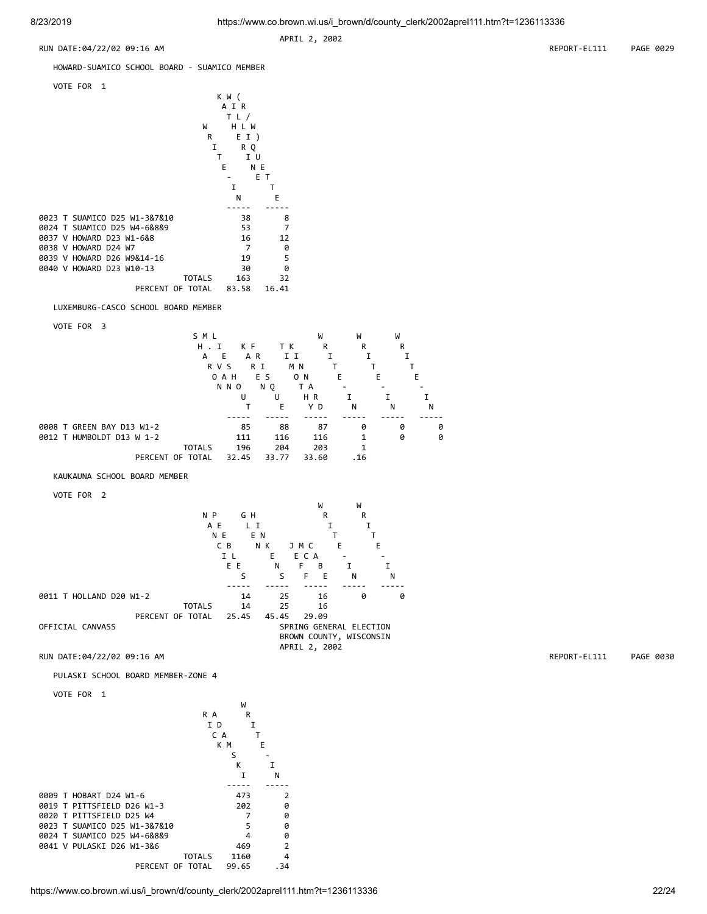APRIL 2, 2002

RUN DATE:04/22/02 09:16 AM REPORT-EL111 PAGE 0029

## HOWARD-SUAMICO SCHOOL BOARD - SUAMICO MEMBER

VOTE FOR 1

| | KAITLYN HEIDRIQUENET (KAT/LWQUET) | WRITE-IN |
|---|---|---|
| 0023 T SUAMICO D25 W1-3&7&10 | 38 | 8 |
| 0024 T SUAMICO D25 W4-6&8&9 | 53 | 7 |
| 0037 V HOWARD D23 W1-6&8 | 16 | 12 |
| 0038 V HOWARD D24 W7 | 7 | 0 |
| 0039 V HOWARD D26 W9&14-16 | 19 | 5 |
| 0040 V HOWARD D23 W10-13 | 30 | 0 |
| TOTALS | 163 | 32 |
| PERCENT OF TOTAL | 83.58 | 16.41 |

## LUXEMBURG-CASCO SCHOOL BOARD MEMBER

VOTE FOR 3

| | SHARON VAN LIESHOUT | KARIN FRIESQUE | TIM KINNARD | WRITE-IN | WRITE-IN | WRITE-IN |
|---|---|---|---|---|---|---|
| 0008 T GREEN BAY D13 W1-2 | 85 | 88 | 87 | 0 | 0 | 0 |
| 0012 T HUMBOLDT D13 W 1-2 | 111 | 116 | 116 | 1 | 0 | 0 |
| TOTALS | 196 | 204 | 203 | 1 | | |
| PERCENT OF TOTAL | 32.45 | 33.77 | 33.60 | .16 | | |

## KAUKAUNA SCHOOL BOARD MEMBER

VOTE FOR 2

| | NANCY PEBBLES | GLENN HINKENS | JEFF MCCABE | WRITE-IN | WRITE-IN |
|---|---|---|---|---|---|
| 0011 T HOLLAND D20 W1-2 | 14 | 25 | 16 | 0 | 0 |
| TOTALS | 14 | 25 | 16 | | |
| PERCENT OF TOTAL | 25.45 | 45.45 | 29.09 | | |

OFFICIAL CANVASS

SPRING GENERAL ELECTION
BROWN COUNTY, WISCONSIN
APRIL 2, 2002

RUN DATE:04/22/02 09:16 AM REPORT-EL111 PAGE 0030

## PULASKI SCHOOL BOARD MEMBER-ZONE 4

VOTE FOR 1

| | RICK ADAMSKI | WRITE-IN |
|---|---|---|
| 0009 T HOBART D24 W1-6 | 473 | 2 |
| 0019 T PITTSFIELD D26 W1-3 | 202 | 0 |
| 0020 T PITTSFIELD D25 W4 | 7 | 0 |
| 0023 T SUAMICO D25 W1-3&7&10 | 5 | 0 |
| 0024 T SUAMICO D25 W4-6&8&9 | 4 | 0 |
| 0041 V PULASKI D26 W1-3&6 | 469 | 2 |
| TOTALS | 1160 | 4 |
| PERCENT OF TOTAL | 99.65 | .34 |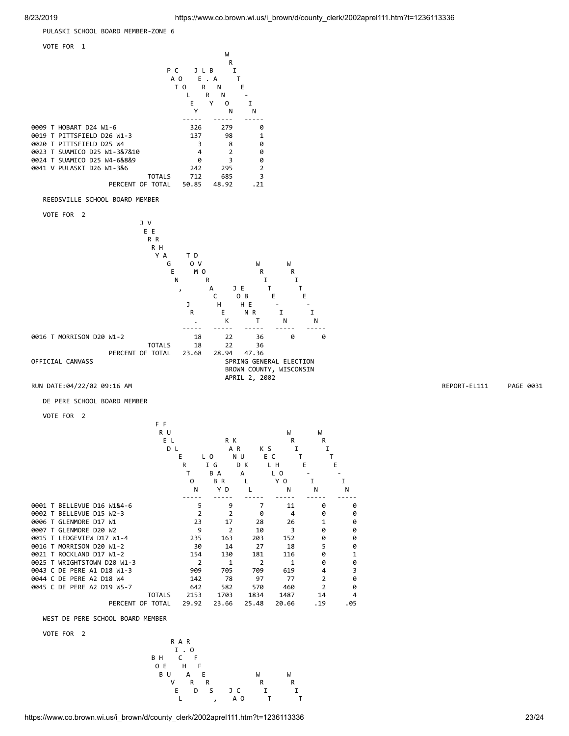PULASKI SCHOOL BOARD MEMBER-ZONE 6

VOTE FOR 1

| | PAT COOLEY | JERRY L. BANNON | WRITE-IN |
|---|---|---|---|
| 0009 T HOBART D24 W1-6 | 326 | 279 | 0 |
| 0019 T PITTSFIELD D26 W1-3 | 137 | 98 | 1 |
| 0020 T PITTSFIELD D25 W4 | 3 | 8 | 0 |
| 0023 T SUAMICO D25 W1-3&7&10 | 4 | 2 | 0 |
| 0024 T SUAMICO D25 W4-6&8&9 | 0 | 3 | 0 |
| 0041 V PULASKI D26 W1-3&6 | 242 | 295 | 2 |
| TOTALS | 712 | 685 | 3 |
| PERCENT OF TOTAL | 50.85 | 48.92 | .21 |

REEDSVILLE SCHOOL BOARD MEMBER

VOTE FOR 2

| | JERRY VERHAGEN, JR. | TOM DVORACHEK | JOHN EBERT | WRITE-IN | WRITE-IN |
|---|---|---|---|---|---|
| 0016 T MORRISON D20 W1-2 | 18 | 22 | 36 | 0 | 0 |
| TOTALS | 18 | 22 | 36 | | |
| PERCENT OF TOTAL | 23.68 | 28.94 | 47.36 | | |

DE PERE SCHOOL BOARD MEMBER

VOTE FOR 2

| | FRED FULLERTON | LIBBY OGARD | RANDALL KRUK | KELLY SCHOON | WRITE-IN | WRITE-IN |
|---|---|---|---|---|---|---|
| 0001 T BELLEVUE D16 W1&4-6 | 5 | 9 | 7 | 11 | 0 | 0 |
| 0002 T BELLEVUE D15 W2-3 | 2 | 2 | 0 | 4 | 0 | 0 |
| 0006 T GLENMORE D17 W1 | 23 | 17 | 28 | 26 | 1 | 0 |
| 0007 T GLENMORE D20 W2 | 9 | 2 | 10 | 3 | 0 | 0 |
| 0015 T LEDGEVIEW D17 W1-4 | 235 | 163 | 203 | 152 | 0 | 0 |
| 0016 T MORRISON D20 W1-2 | 30 | 14 | 27 | 18 | 5 | 0 |
| 0021 T ROCKLAND D17 W1-2 | 154 | 130 | 181 | 116 | 0 | 1 |
| 0025 T WRIGHTSTOWN D20 W1-3 | 2 | 1 | 2 | 1 | 0 | 0 |
| 0043 C DE PERE A1 D18 W1-3 | 909 | 705 | 709 | 619 | 4 | 3 |
| 0044 C DE PERE A2 D18 W4 | 142 | 78 | 97 | 77 | 2 | 0 |
| 0045 C DE PERE A2 D19 W5-7 | 642 | 582 | 570 | 460 | 2 | 0 |
| TOTALS | 2153 | 1703 | 1834 | 1487 | 14 | 4 |
| PERCENT OF TOTAL | 29.92 | 23.66 | 25.48 | 20.66 | .19 | .05 |

WEST DE PERE SCHOOL BOARD MEMBER

VOTE FOR 2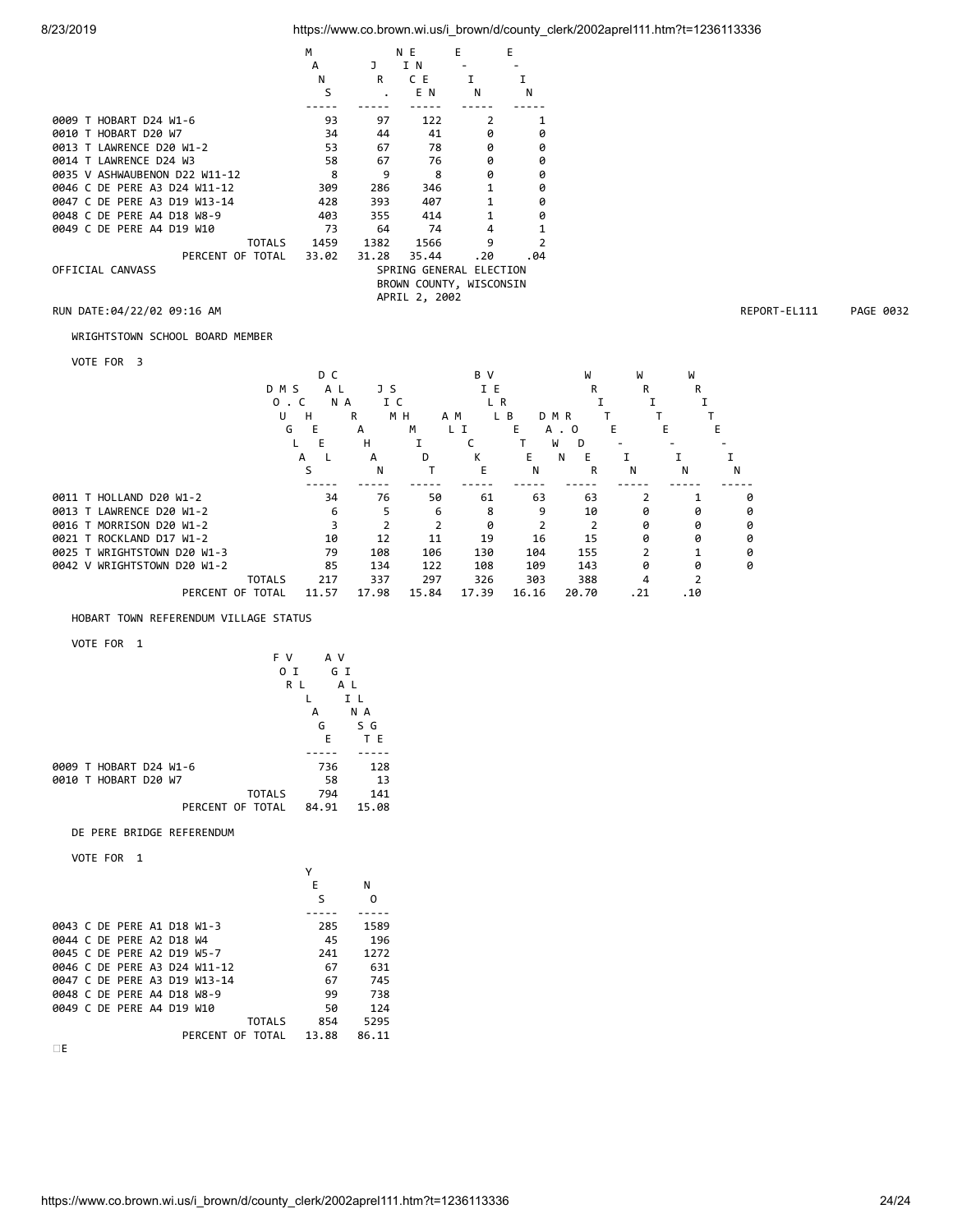| | MANS | JR. | NE IN CE EN | E-IN | E-IN |
|---|---|---|---|---|---|
| 0009 T HOBART D24 W1-6 | 93 | 97 | 122 | 2 | 1 |
| 0010 T HOBART D20 W7 | 34 | 44 | 41 | 0 | 0 |
| 0013 T LAWRENCE D20 W1-2 | 53 | 67 | 78 | 0 | 0 |
| 0014 T LAWRENCE D24 W3 | 58 | 67 | 76 | 0 | 0 |
| 0035 V ASHWAUBENON D22 W11-12 | 8 | 9 | 8 | 0 | 0 |
| 0046 C DE PERE A3 D24 W11-12 | 309 | 286 | 346 | 1 | 0 |
| 0047 C DE PERE A3 D19 W13-14 | 428 | 393 | 407 | 1 | 0 |
| 0048 C DE PERE A4 D18 W8-9 | 403 | 355 | 414 | 1 | 0 |
| 0049 C DE PERE A4 D19 W10 | 73 | 64 | 74 | 4 | 1 |
| TOTALS | 1459 | 1382 | 1566 | 9 | 2 |
| PERCENT OF TOTAL | 33.02 | 31.28 | 35.44 | .20 | .04 |

OFFICIAL CANVASS

SPRING GENERAL ELECTION
BROWN COUNTY, WISCONSIN
APRIL 2, 2002

RUN DATE:04/22/02 09:16 AM

REPORT-EL111 PAGE 0032

## WRIGHTSTOWN SCHOOL BOARD MEMBER

VOTE FOR 3

| | DOUGLAS M. SCHEEL | DAN CLARAHAN | JIM SCHMIDT | AL MICKE | BILL VERBETEN | DAWN M. RODER | WRITE-IN | WRITE-IN | WRITE-IN |
|---|---|---|---|---|---|---|---|---|---|
| 0011 T HOLLAND D20 W1-2 | 34 | 76 | 50 | 61 | 63 | 63 | 2 | 1 | 0 |
| 0013 T LAWRENCE D20 W1-2 | 6 | 5 | 6 | 8 | 9 | 10 | 0 | 0 | 0 |
| 0016 T MORRISON D20 W1-2 | 3 | 2 | 2 | 0 | 2 | 2 | 0 | 0 | 0 |
| 0021 T ROCKLAND D17 W1-2 | 10 | 12 | 11 | 19 | 16 | 15 | 0 | 0 | 0 |
| 0025 T WRIGHTSTOWN D20 W1-3 | 79 | 108 | 106 | 130 | 104 | 155 | 2 | 1 | 0 |
| 0042 V WRIGHTSTOWN D20 W1-2 | 85 | 134 | 122 | 108 | 109 | 143 | 0 | 0 | 0 |
| TOTALS | 217 | 337 | 297 | 326 | 303 | 388 | 4 | 2 | |
| PERCENT OF TOTAL | 11.57 | 17.98 | 15.84 | 17.39 | 16.16 | 20.70 | .21 | .10 | |

## HOBART TOWN REFERENDUM VILLAGE STATUS

VOTE FOR 1

| | FOR VILLAGE | AGAINST VILLAGE |
|---|---|---|
| 0009 T HOBART D24 W1-6 | 736 | 128 |
| 0010 T HOBART D20 W7 | 58 | 13 |
| TOTALS | 794 | 141 |
| PERCENT OF TOTAL | 84.91 | 15.08 |

## DE PERE BRIDGE REFERENDUM

VOTE FOR 1

| | YES | NO |
|---|---|---|
| 0043 C DE PERE A1 D18 W1-3 | 285 | 1589 |
| 0044 C DE PERE A2 D18 W4 | 45 | 196 |
| 0045 C DE PERE A2 D19 W5-7 | 241 | 1272 |
| 0046 C DE PERE A3 D24 W11-12 | 67 | 631 |
| 0047 C DE PERE A3 D19 W13-14 | 67 | 745 |
| 0048 C DE PERE A4 D18 W8-9 | 99 | 738 |
| 0049 C DE PERE A4 D19 W10 | 50 | 124 |
| TOTALS | 854 | 5295 |
| PERCENT OF TOTAL | 13.88 | 86.11 |

E